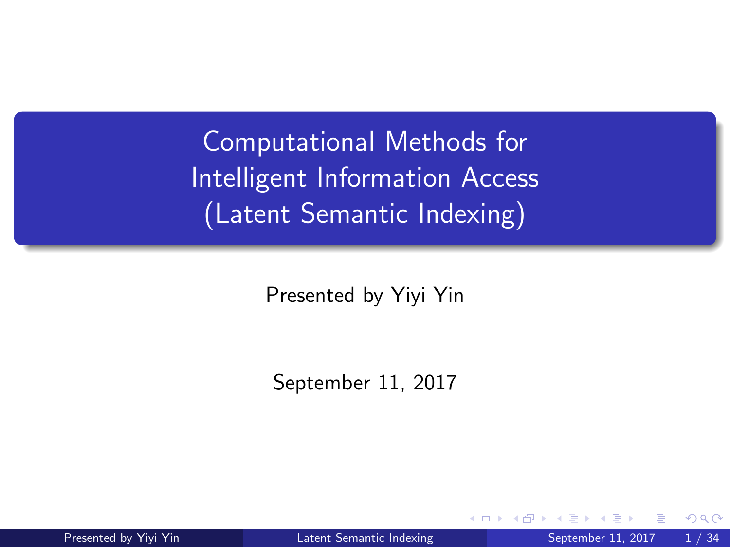# Computational Methods for Intelligent Information Access (Latent Semantic Indexing)

Presented by Yiyi Yin

September 11, 2017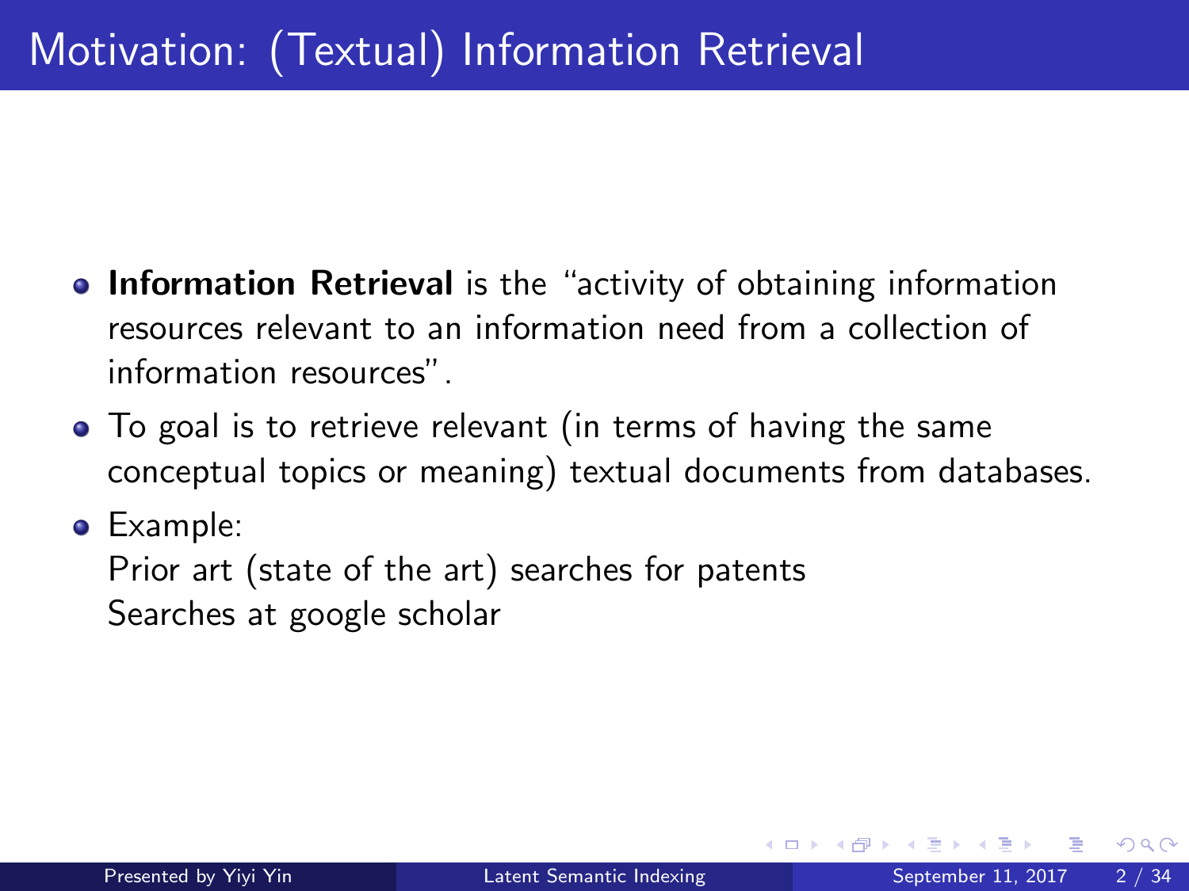# Motivation: (Textual) Information Retrieval

- **Information Retrieval** is the "activity of obtaining information resources relevant to an information need from a collection of information resources".
- To goal is to retrieve relevant (in terms of having the same conceptual topics or meaning) textual documents from databases.
- Example:
  Prior art (state of the art) searches for patents
  Searches at google scholar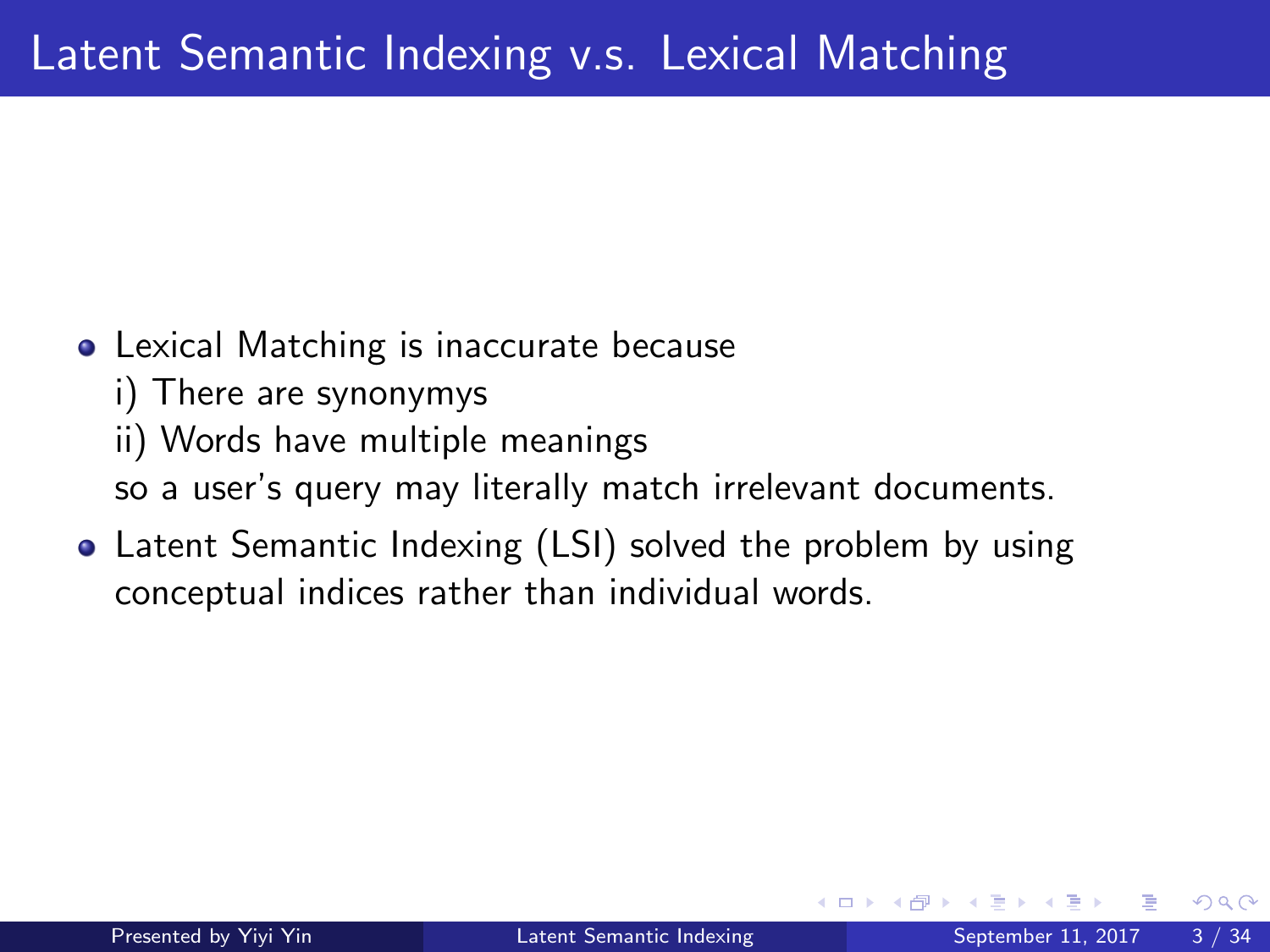# Latent Semantic Indexing v.s. Lexical Matching

- Lexical Matching is inaccurate because
  i) There are synonymys
  ii) Words have multiple meanings
  so a user's query may literally match irrelevant documents.
- Latent Semantic Indexing (LSI) solved the problem by using conceptual indices rather than individual words.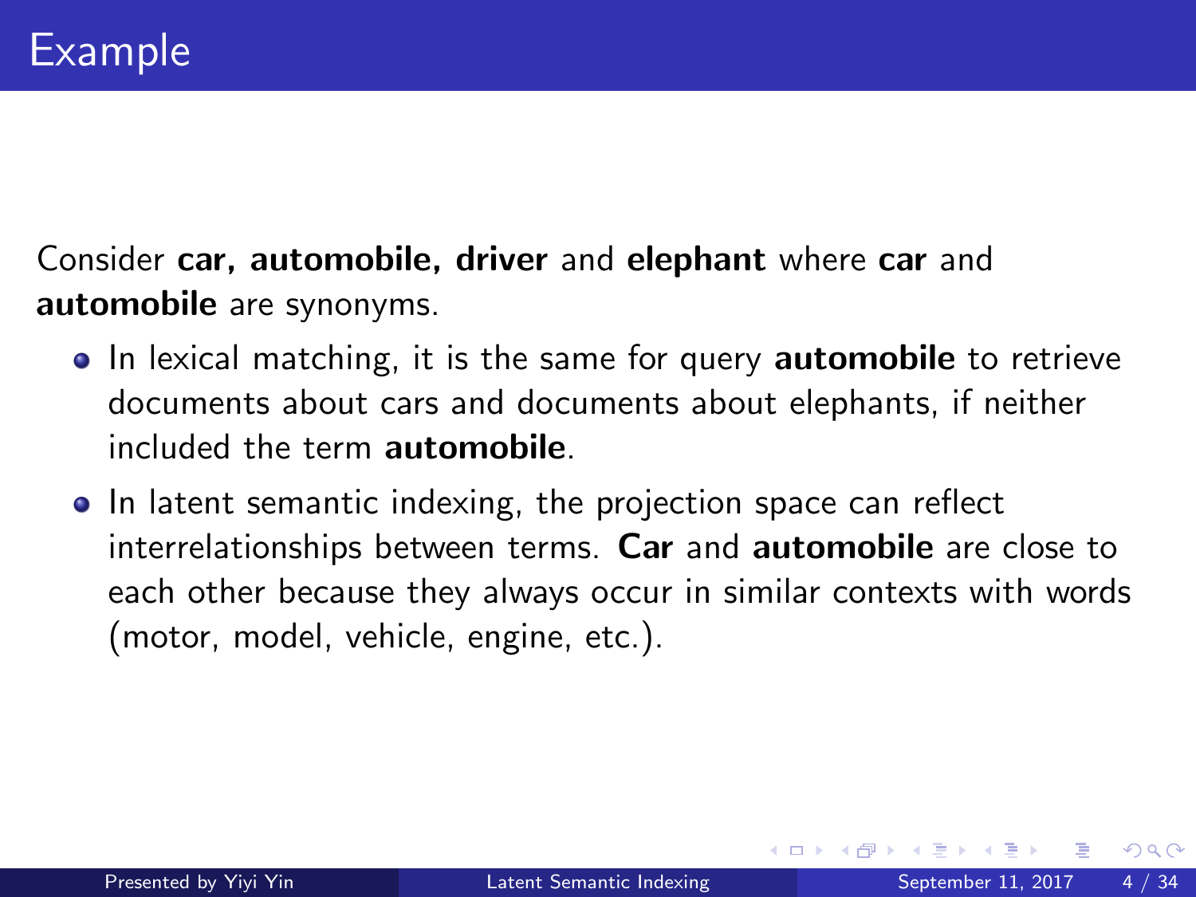# Example

Consider **car, automobile, driver** and **elephant** where **car** and **automobile** are synonyms.

- In lexical matching, it is the same for query **automobile** to retrieve documents about cars and documents about elephants, if neither included the term **automobile**.
- In latent semantic indexing, the projection space can reflect interrelationships between terms. **Car** and **automobile** are close to each other because they always occur in similar contexts with words (motor, model, vehicle, engine, etc.).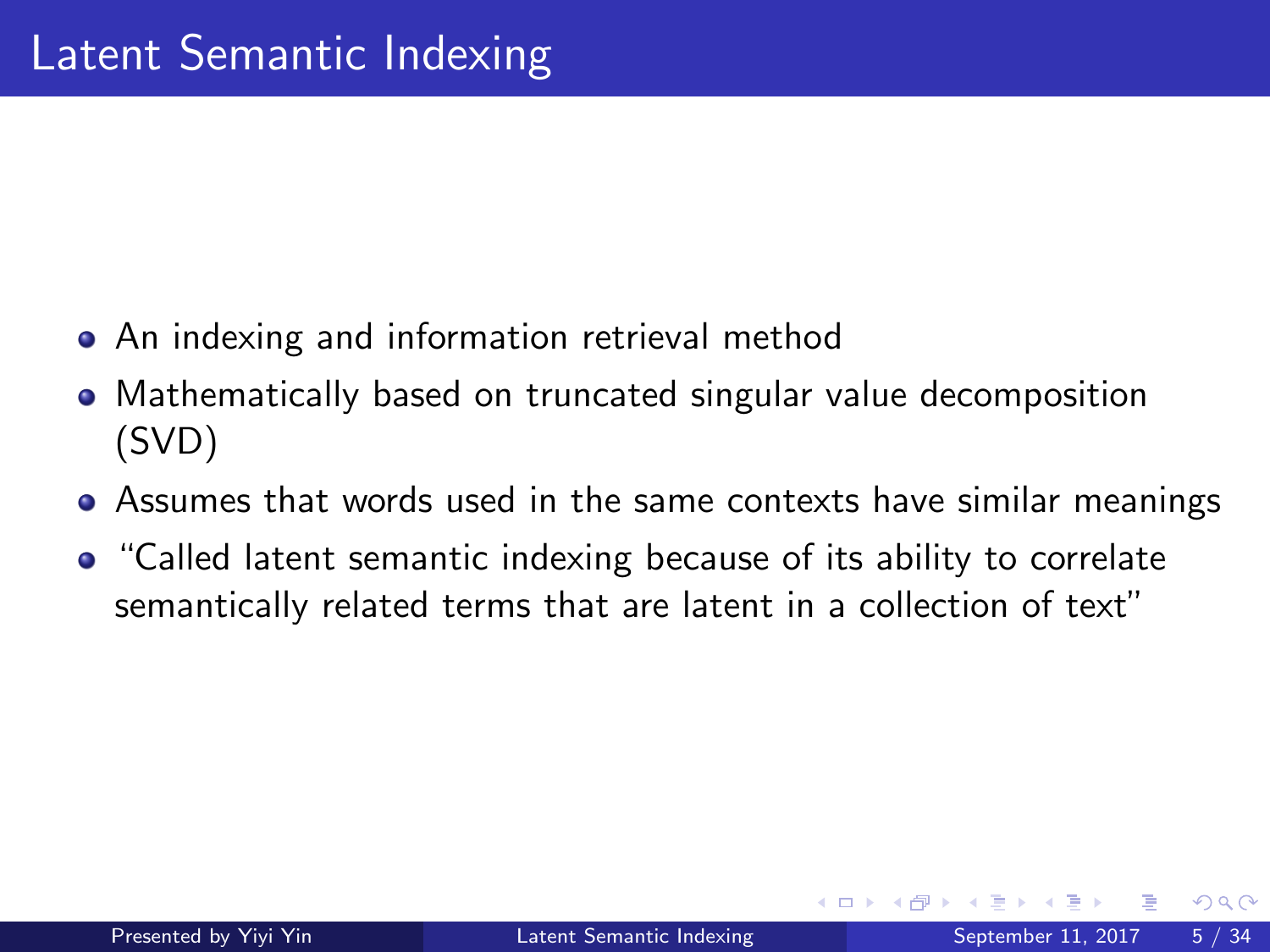# Latent Semantic Indexing

- An indexing and information retrieval method
- Mathematically based on truncated singular value decomposition (SVD)
- Assumes that words used in the same contexts have similar meanings
- "Called latent semantic indexing because of its ability to correlate semantically related terms that are latent in a collection of text"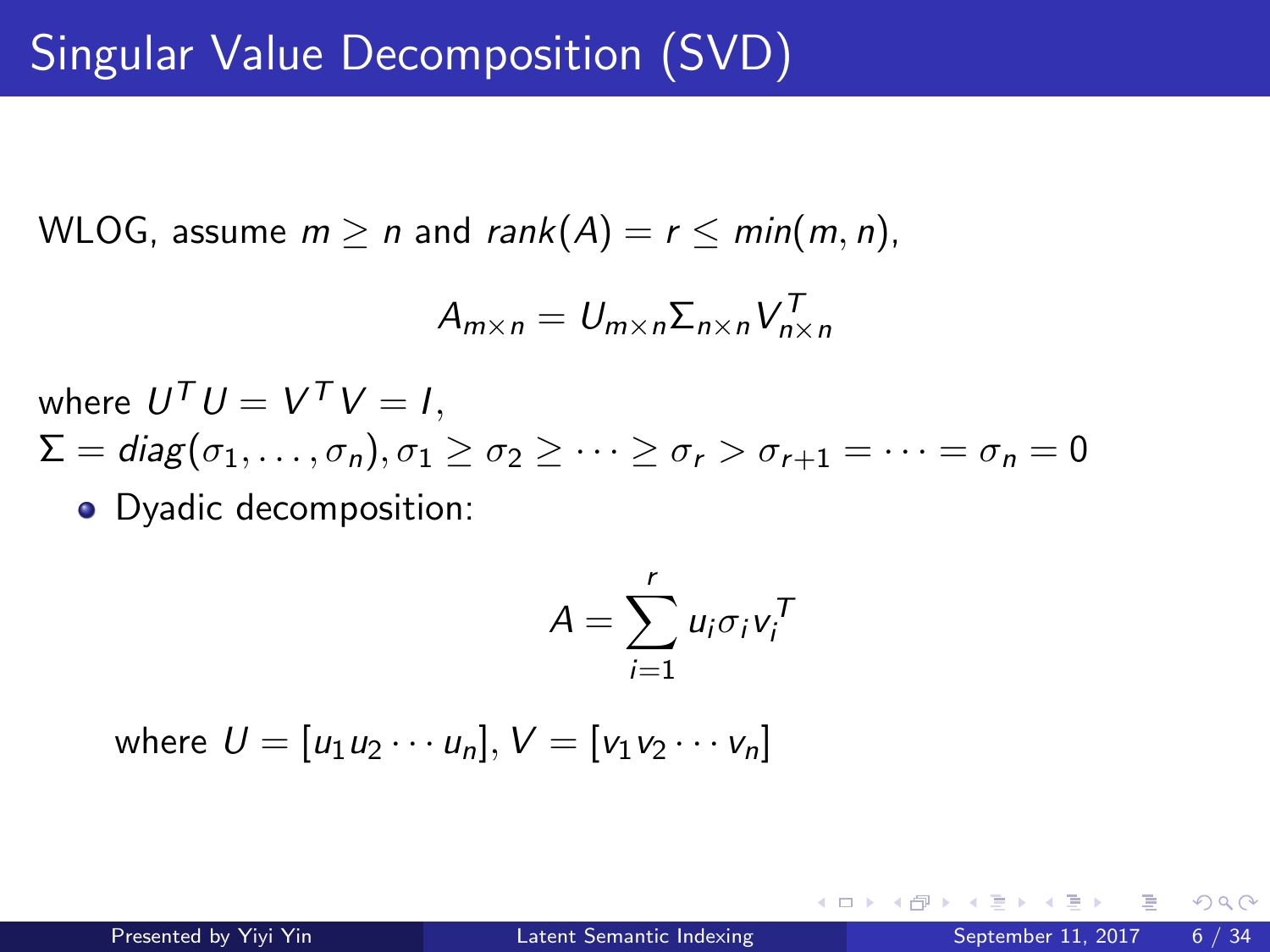# Singular Value Decomposition (SVD)

WLOG, assume $m \geq n$ and $rank(A) = r \leq min(m, n)$,

$$A_{m \times n} = U_{m \times n} \Sigma_{n \times n} V_{n \times n}^T$$

where $U^T U = V^T V = I$,
$\Sigma = diag(\sigma_1, \ldots, \sigma_n), \sigma_1 \geq \sigma_2 \geq \cdots \geq \sigma_r > \sigma_{r+1} = \cdots = \sigma_n = 0$

- Dyadic decomposition:

$$A = \sum_{i=1}^{r} u_i \sigma_i v_i^T$$

where $U = [u_1 u_2 \cdots u_n], V = [v_1 v_2 \cdots v_n]$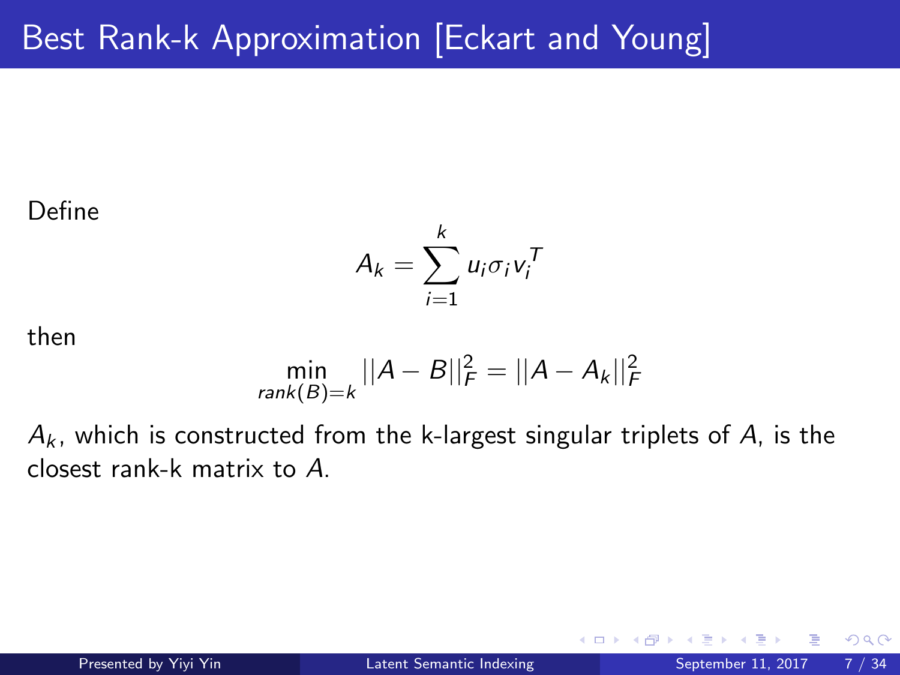# Best Rank-k Approximation [Eckart and Young]

Define

$$A_k = \sum_{i=1}^{k} u_i \sigma_i v_i^T$$

then

$$\min_{rank(B)=k} ||A - B||_F^2 = ||A - A_k||_F^2$$

$A_k$, which is constructed from the k-largest singular triplets of $A$, is the closest rank-k matrix to $A$.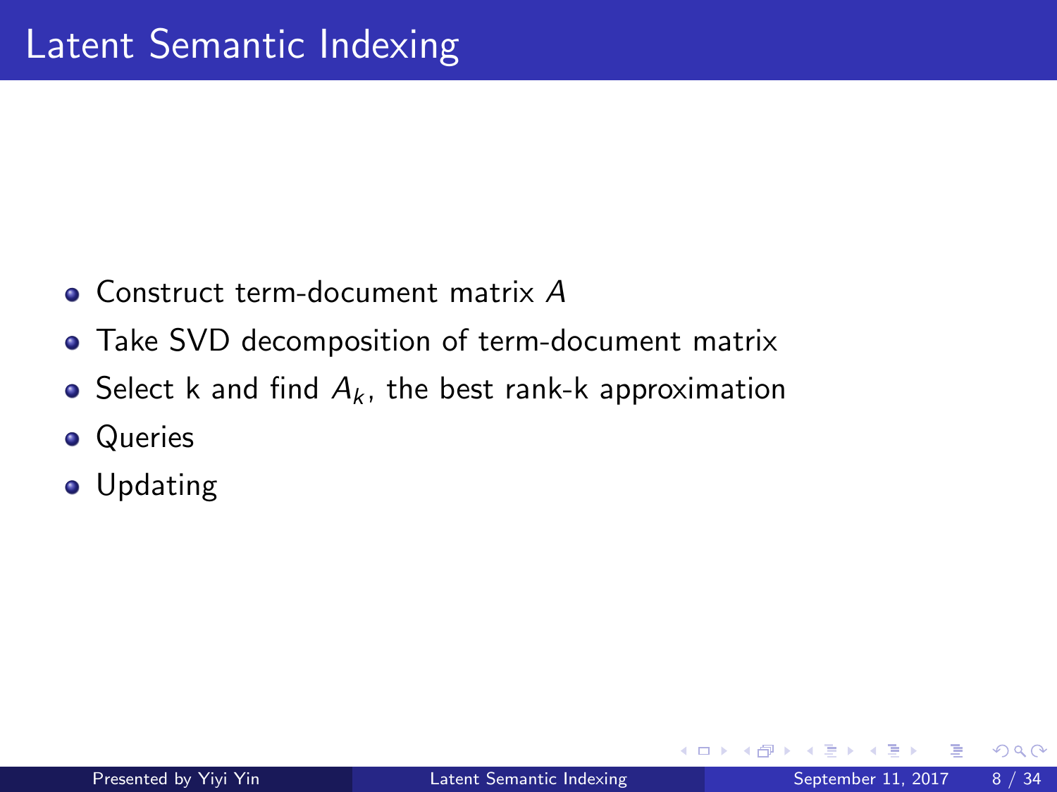# Latent Semantic Indexing

- Construct term-document matrix $A$
- Take SVD decomposition of term-document matrix
- Select k and find $A_k$, the best rank-k approximation
- Queries
- Updating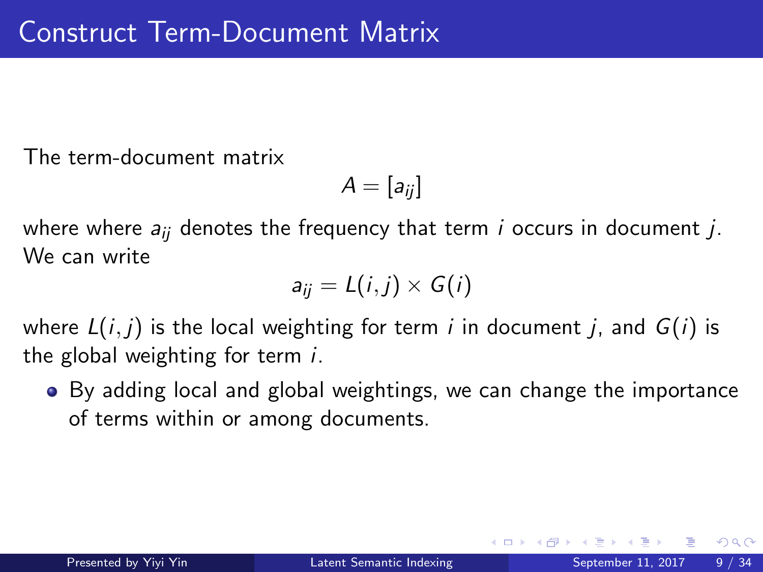# Construct Term-Document Matrix

The term-document matrix

$$A = [a_{ij}]$$

where where $a_{ij}$ denotes the frequency that term $i$ occurs in document $j$. We can write

$$a_{ij} = L(i,j) \times G(i)$$

where $L(i,j)$ is the local weighting for term $i$ in document $j$, and $G(i)$ is the global weighting for term $i$.

- By adding local and global weightings, we can change the importance of terms within or among documents.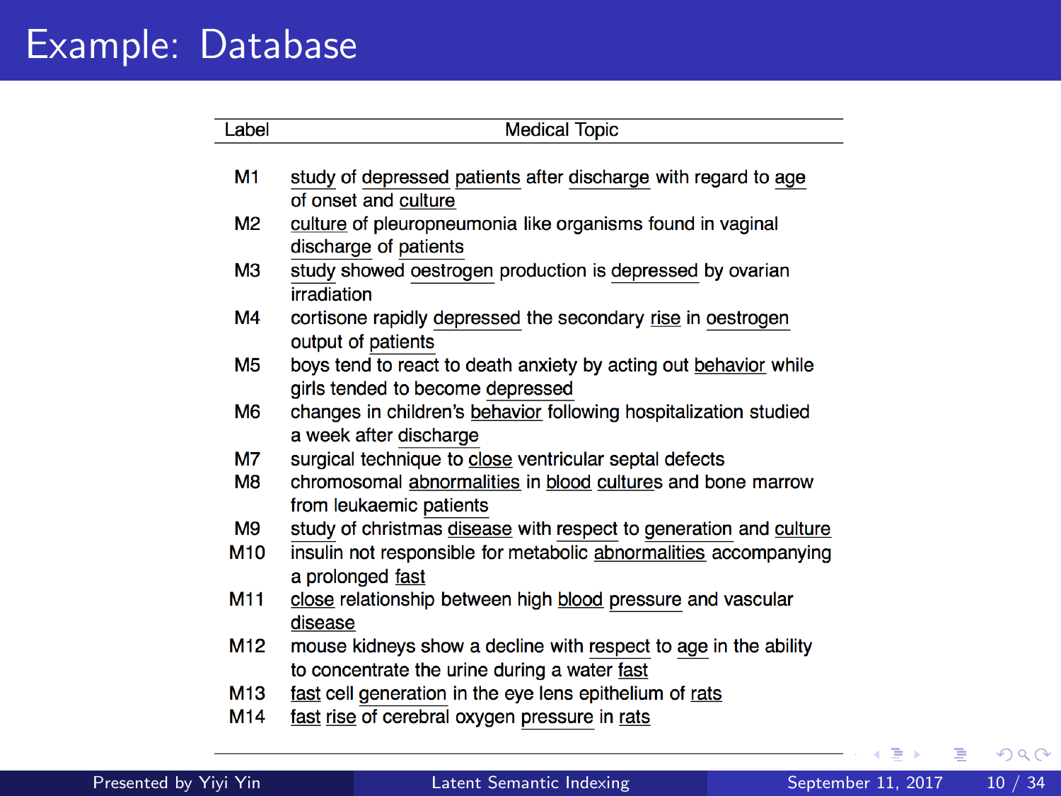# Example: Database

| Label | Medical Topic |
|---|---|
| M1 | study of depressed patients after discharge with regard to age of onset and culture |
| M2 | culture of pleuropneumonia like organisms found in vaginal discharge of patients |
| M3 | study showed oestrogen production is depressed by ovarian irradiation |
| M4 | cortisone rapidly depressed the secondary rise in oestrogen output of patients |
| M5 | boys tend to react to death anxiety by acting out behavior while girls tended to become depressed |
| M6 | changes in children's behavior following hospitalization studied a week after discharge |
| M7 | surgical technique to close ventricular septal defects |
| M8 | chromosomal abnormalities in blood cultures and bone marrow from leukaemic patients |
| M9 | study of christmas disease with respect to generation and culture |
| M10 | insulin not responsible for metabolic abnormalities accompanying a prolonged fast |
| M11 | close relationship between high blood pressure and vascular disease |
| M12 | mouse kidneys show a decline with respect to age in the ability to concentrate the urine during a water fast |
| M13 | fast cell generation in the eye lens epithelium of rats |
| M14 | fast rise of cerebral oxygen pressure in rats |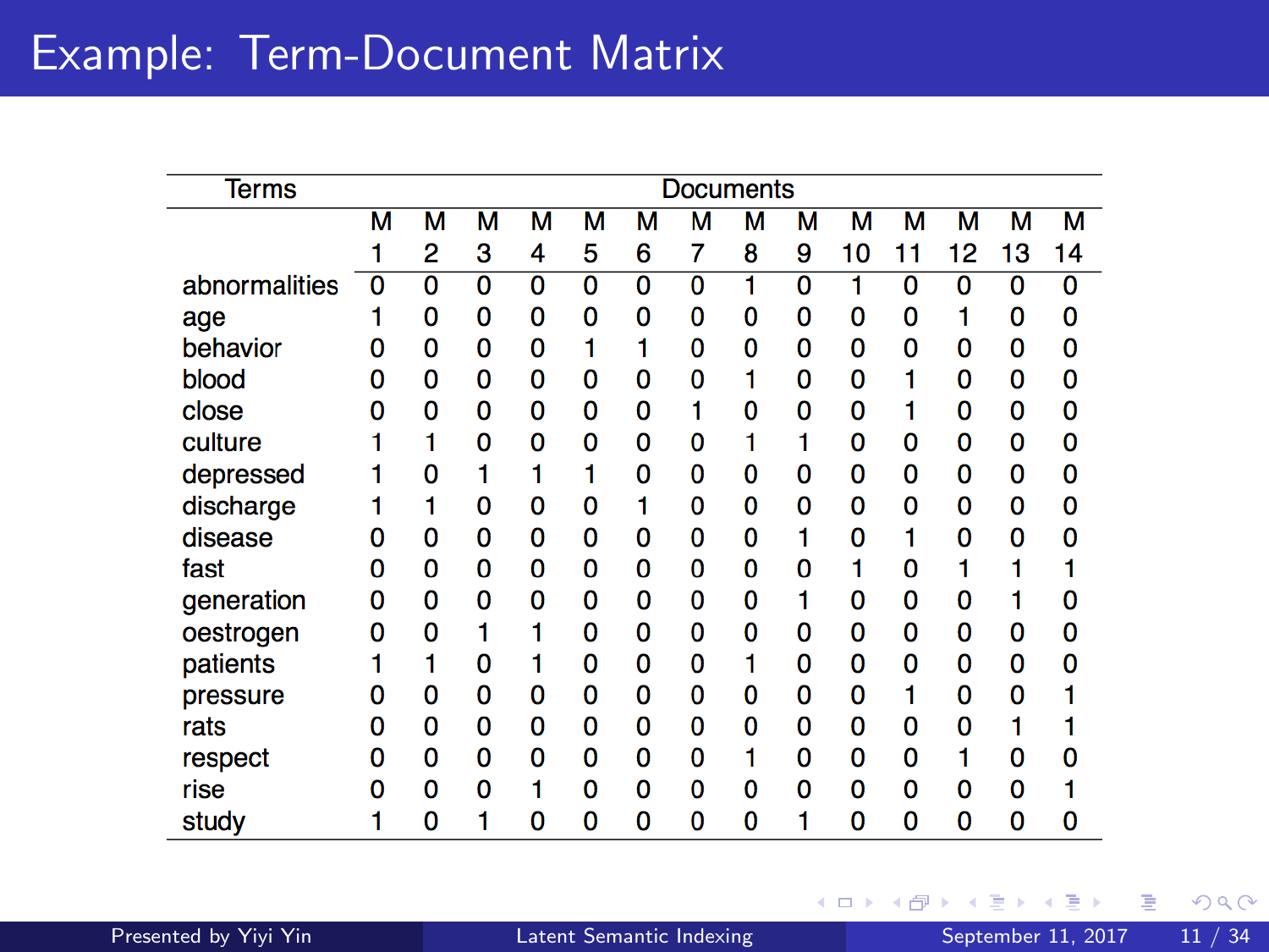# Example: Term-Document Matrix

| Terms | Documents | | | | | | | | | | | | | |
|---|---|---|---|---|---|---|---|---|---|---|---|---|---|---|
| | M 1 | M 2 | M 3 | M 4 | M 5 | M 6 | M 7 | M 8 | M 9 | M 10 | M 11 | M 12 | M 13 | M 14 |
| abnormalities | 0 | 0 | 0 | 0 | 0 | 0 | 0 | 1 | 0 | 1 | 0 | 0 | 0 | 0 |
| age | 1 | 0 | 0 | 0 | 0 | 0 | 0 | 0 | 0 | 0 | 0 | 1 | 0 | 0 |
| behavior | 0 | 0 | 0 | 0 | 1 | 1 | 0 | 0 | 0 | 0 | 0 | 0 | 0 | 0 |
| blood | 0 | 0 | 0 | 0 | 0 | 0 | 0 | 1 | 0 | 0 | 1 | 0 | 0 | 0 |
| close | 0 | 0 | 0 | 0 | 0 | 0 | 1 | 0 | 0 | 0 | 1 | 0 | 0 | 0 |
| culture | 1 | 1 | 0 | 0 | 0 | 0 | 0 | 1 | 1 | 0 | 0 | 0 | 0 | 0 |
| depressed | 1 | 0 | 1 | 1 | 1 | 0 | 0 | 0 | 0 | 0 | 0 | 0 | 0 | 0 |
| discharge | 1 | 1 | 0 | 0 | 0 | 1 | 0 | 0 | 0 | 0 | 0 | 0 | 0 | 0 |
| disease | 0 | 0 | 0 | 0 | 0 | 0 | 0 | 0 | 1 | 0 | 1 | 0 | 0 | 0 |
| fast | 0 | 0 | 0 | 0 | 0 | 0 | 0 | 0 | 0 | 1 | 0 | 1 | 1 | 1 |
| generation | 0 | 0 | 0 | 0 | 0 | 0 | 0 | 0 | 1 | 0 | 0 | 0 | 1 | 0 |
| oestrogen | 0 | 0 | 1 | 1 | 0 | 0 | 0 | 0 | 0 | 0 | 0 | 0 | 0 | 0 |
| patients | 1 | 1 | 0 | 1 | 0 | 0 | 0 | 1 | 0 | 0 | 0 | 0 | 0 | 0 |
| pressure | 0 | 0 | 0 | 0 | 0 | 0 | 0 | 0 | 0 | 0 | 1 | 0 | 0 | 1 |
| rats | 0 | 0 | 0 | 0 | 0 | 0 | 0 | 0 | 0 | 0 | 0 | 0 | 1 | 1 |
| respect | 0 | 0 | 0 | 0 | 0 | 0 | 0 | 1 | 0 | 0 | 0 | 1 | 0 | 0 |
| rise | 0 | 0 | 0 | 1 | 0 | 0 | 0 | 0 | 0 | 0 | 0 | 0 | 0 | 1 |
| study | 1 | 0 | 1 | 0 | 0 | 0 | 0 | 0 | 1 | 0 | 0 | 0 | 0 | 0 |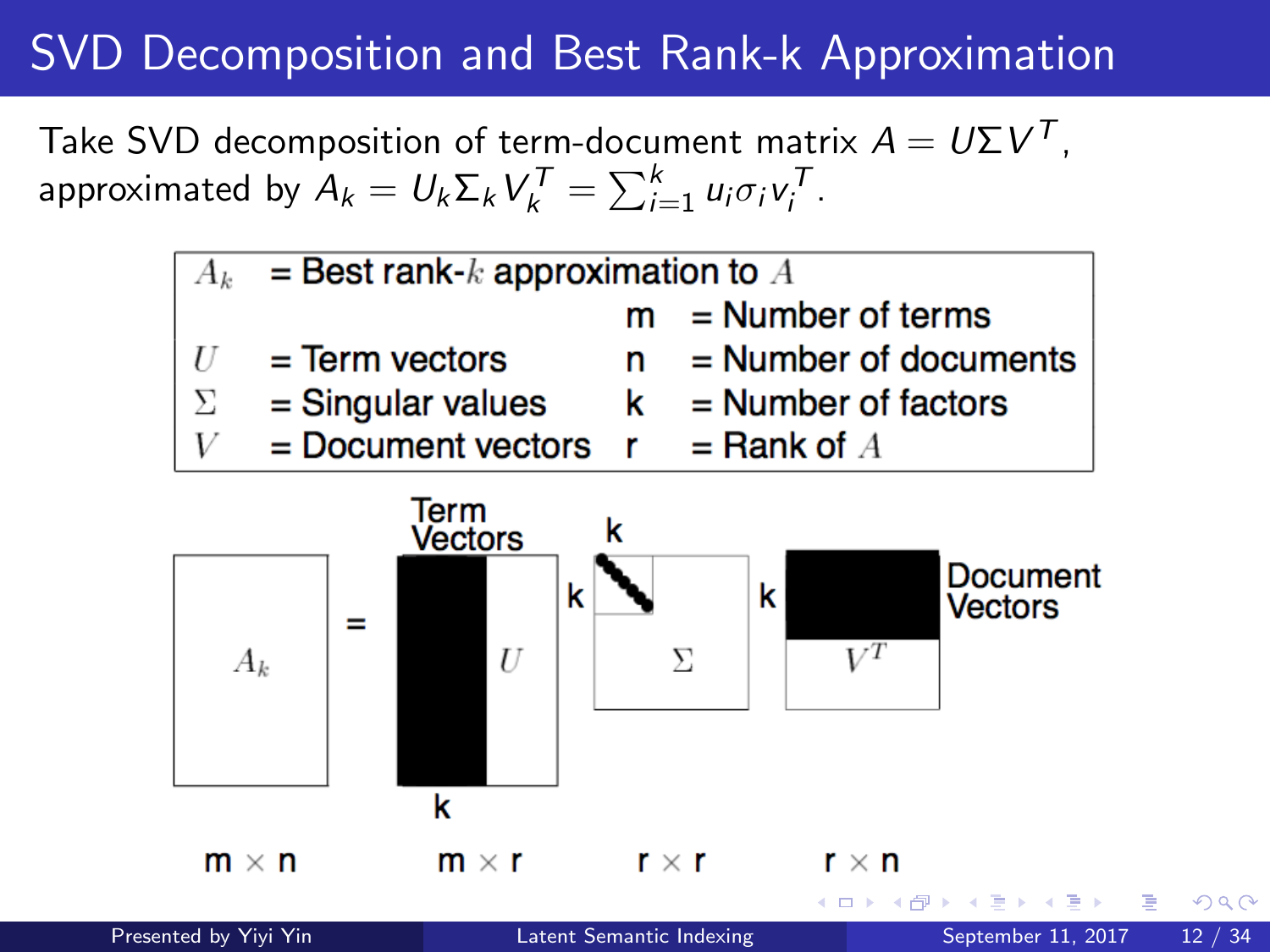# SVD Decomposition and Best Rank-k Approximation

Take SVD decomposition of term-document matrix $A = U\Sigma V^T$, approximated by $A_k = U_k \Sigma_k V_k^T = \sum_{i=1}^{k} u_i \sigma_i v_i^T$.

| | | | |
|---|---|---|---|
| $A_k$ | = Best rank-$k$ approximation to $A$ | | |
| | | m | = Number of terms |
| $U$ | = Term vectors | n | = Number of documents |
| $\Sigma$ | = Singular values | k | = Number of factors |
| $V$ | = Document vectors | r | = Rank of $A$ |

$A_k$ = $U$ (Term Vectors, first k columns) $\Sigma$ (k × k block) $V^T$ (Document Vectors, first k rows)

m × n &nbsp;&nbsp; m × r &nbsp;&nbsp; r × r &nbsp;&nbsp; r × n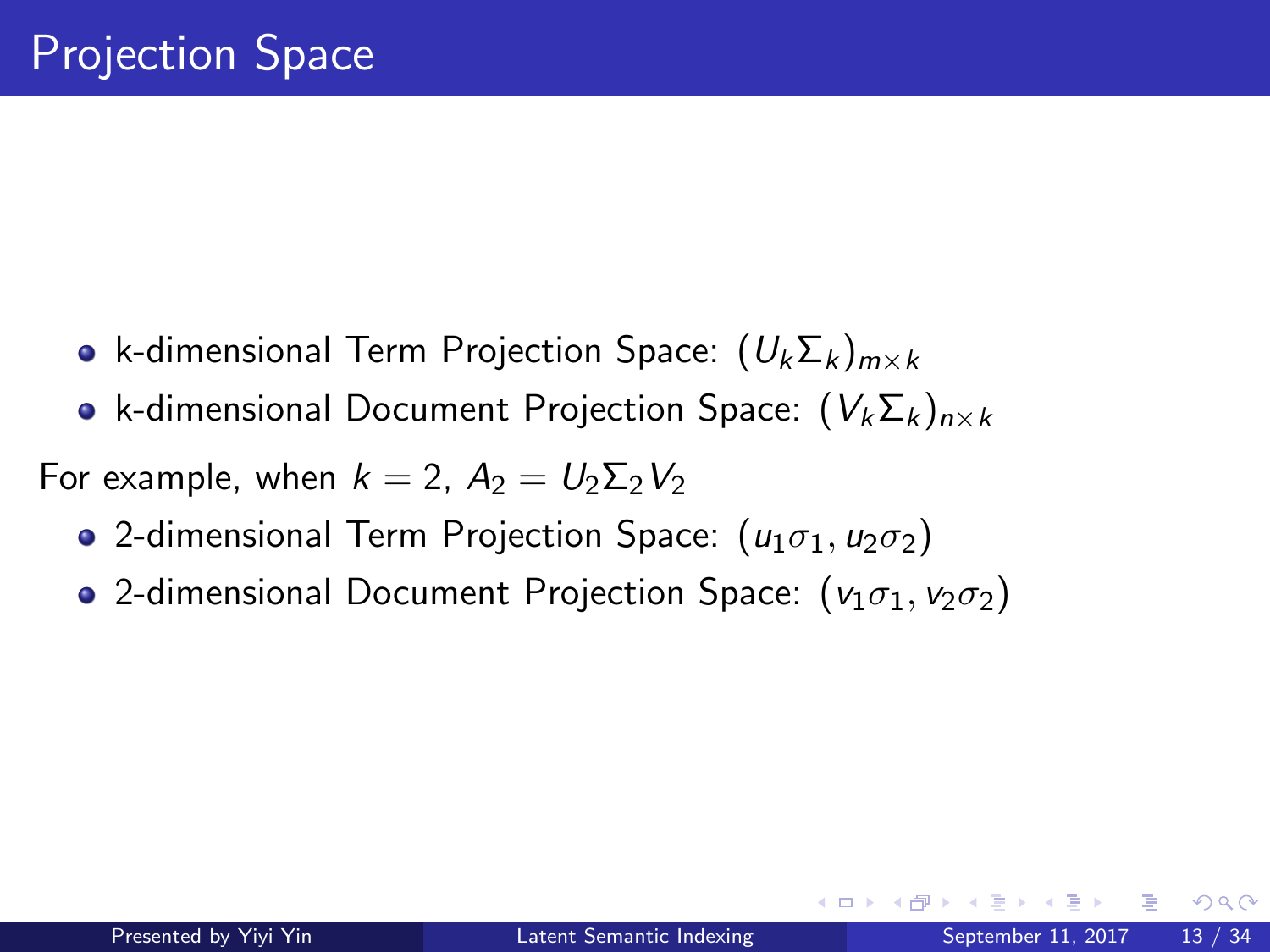# Projection Space

- k-dimensional Term Projection Space: $(U_k \Sigma_k)_{m \times k}$
- k-dimensional Document Projection Space: $(V_k \Sigma_k)_{n \times k}$

For example, when $k = 2$, $A_2 = U_2 \Sigma_2 V_2$

- 2-dimensional Term Projection Space: $(u_1 \sigma_1, u_2 \sigma_2)$
- 2-dimensional Document Projection Space: $(v_1 \sigma_1, v_2 \sigma_2)$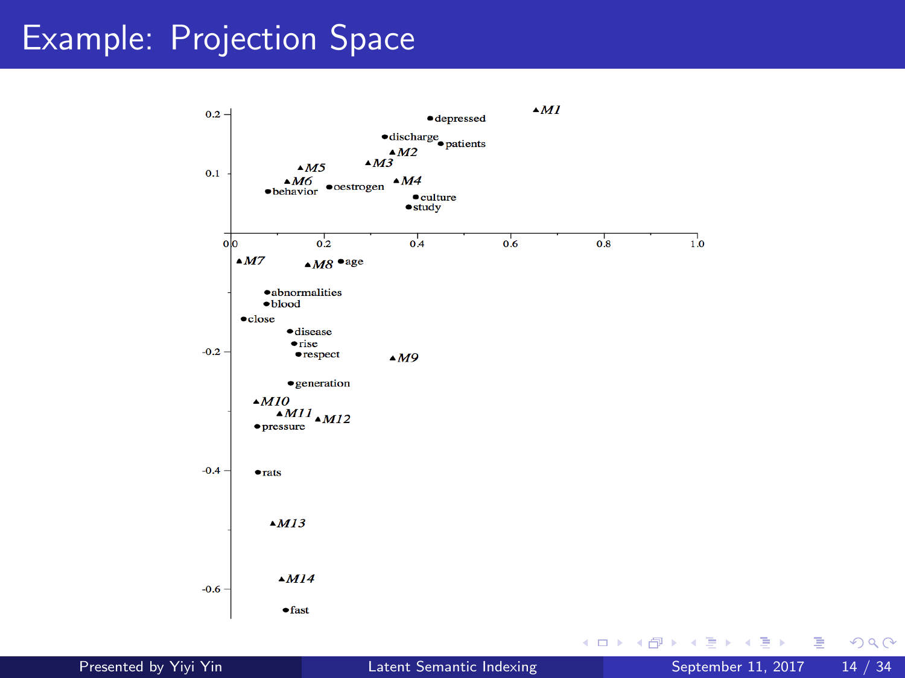# Example: Projection Space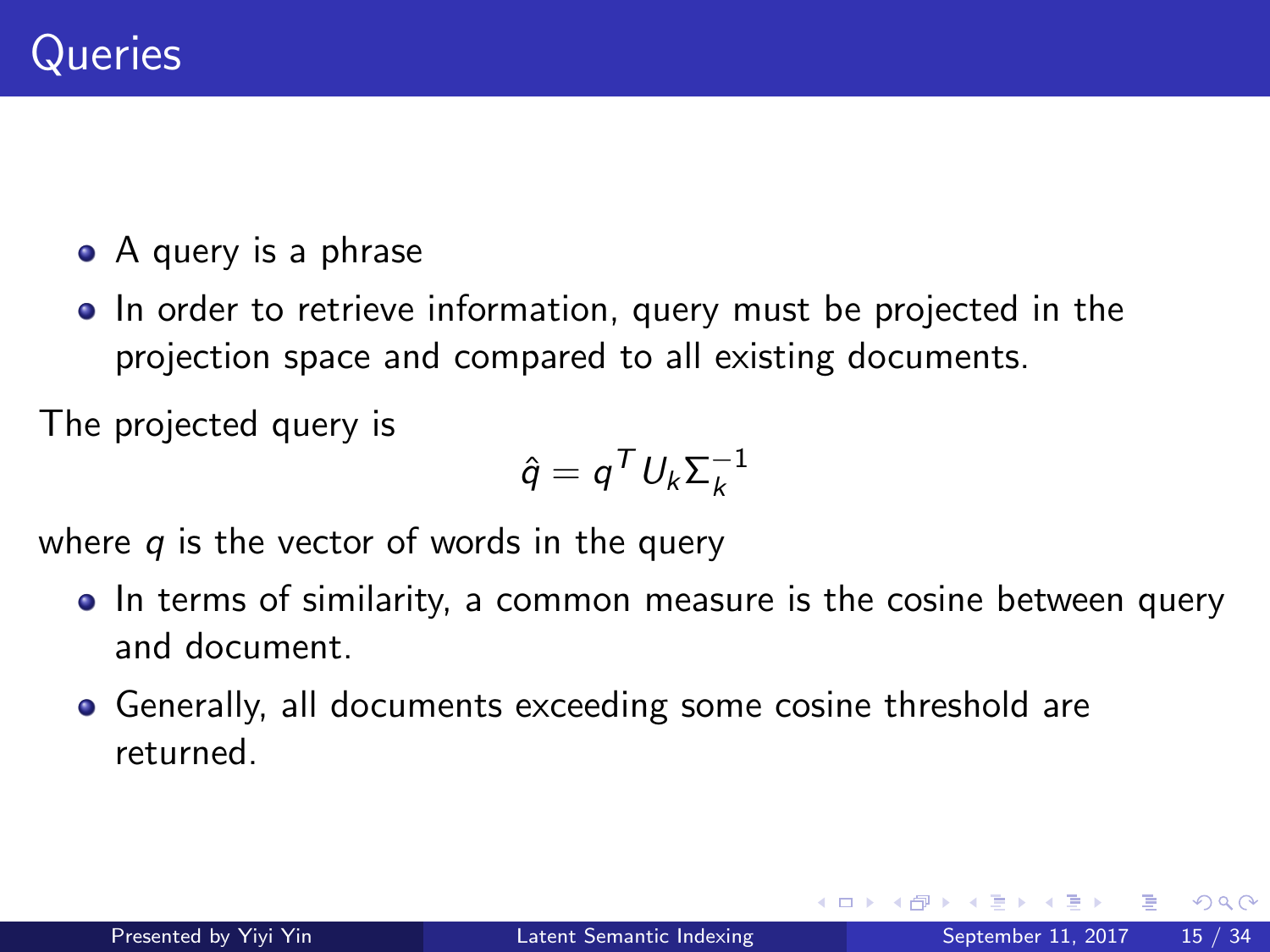# Queries

- A query is a phrase
- In order to retrieve information, query must be projected in the projection space and compared to all existing documents.

The projected query is

$$\hat{q} = q^T U_k \Sigma_k^{-1}$$

where $q$ is the vector of words in the query

- In terms of similarity, a common measure is the cosine between query and document.
- Generally, all documents exceeding some cosine threshold are returned.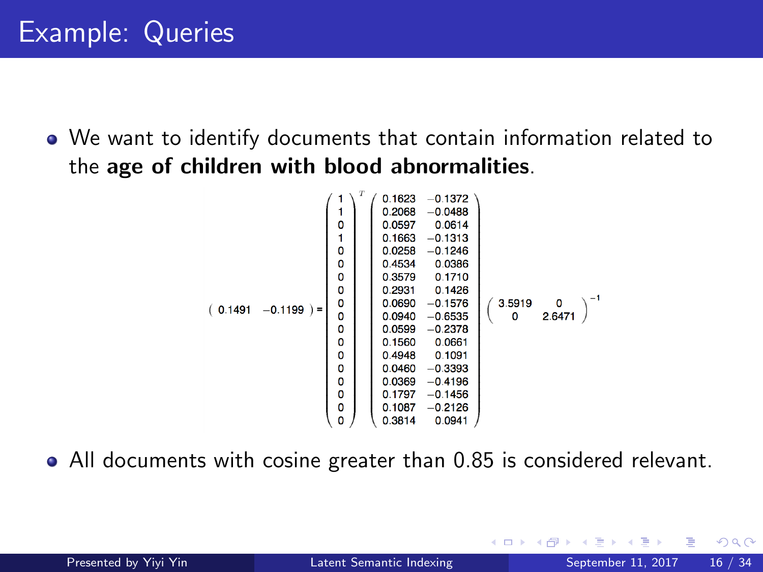# Example: Queries

- We want to identify documents that contain information related to the **age of children with blood abnormalities**.

$$
\begin{pmatrix} 0.1491 & -0.1199 \end{pmatrix} = \begin{pmatrix} 1 \\ 1 \\ 0 \\ 1 \\ 0 \\ 0 \\ 0 \\ 0 \\ 0 \\ 0 \\ 0 \\ 0 \\ 0 \\ 0 \\ 0 \\ 0 \\ 0 \\ 0 \end{pmatrix}^T \begin{pmatrix} 0.1623 & -0.1372 \\ 0.2068 & -0.0488 \\ 0.0597 & 0.0614 \\ 0.1663 & -0.1313 \\ 0.0258 & -0.1246 \\ 0.4534 & 0.0386 \\ 0.3579 & 0.1710 \\ 0.2931 & 0.1426 \\ 0.0690 & -0.1576 \\ 0.0940 & -0.6535 \\ 0.0599 & -0.2378 \\ 0.1560 & 0.0661 \\ 0.4948 & 0.1091 \\ 0.0460 & -0.3393 \\ 0.0369 & -0.4196 \\ 0.1797 & -0.1456 \\ 0.1087 & -0.2126 \\ 0.3814 & 0.0941 \end{pmatrix} \begin{pmatrix} 3.5919 & 0 \\ 0 & 2.6471 \end{pmatrix}^{-1}
$$

- All documents with cosine greater than 0.85 is considered relevant.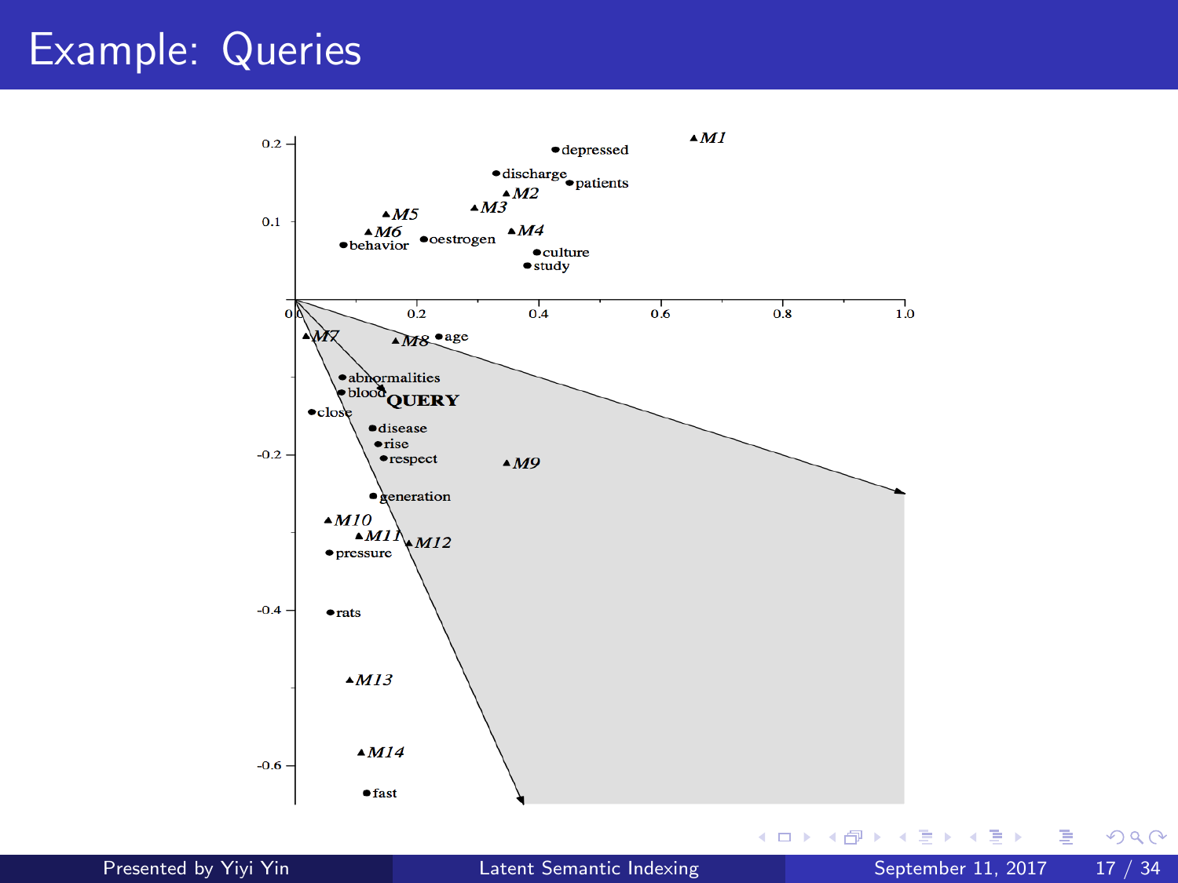# Example: Queries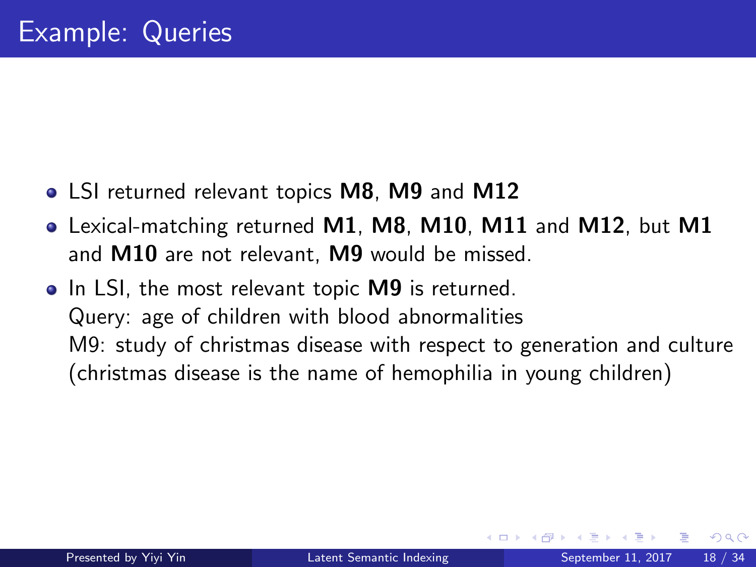# Example: Queries

- LSI returned relevant topics **M8**, **M9** and **M12**
- Lexical-matching returned **M1**, **M8**, **M10**, **M11** and **M12**, but **M1** and **M10** are not relevant, **M9** would be missed.
- In LSI, the most relevant topic **M9** is returned.
  Query: age of children with blood abnormalities
  M9: study of christmas disease with respect to generation and culture (christmas disease is the name of hemophilia in young children)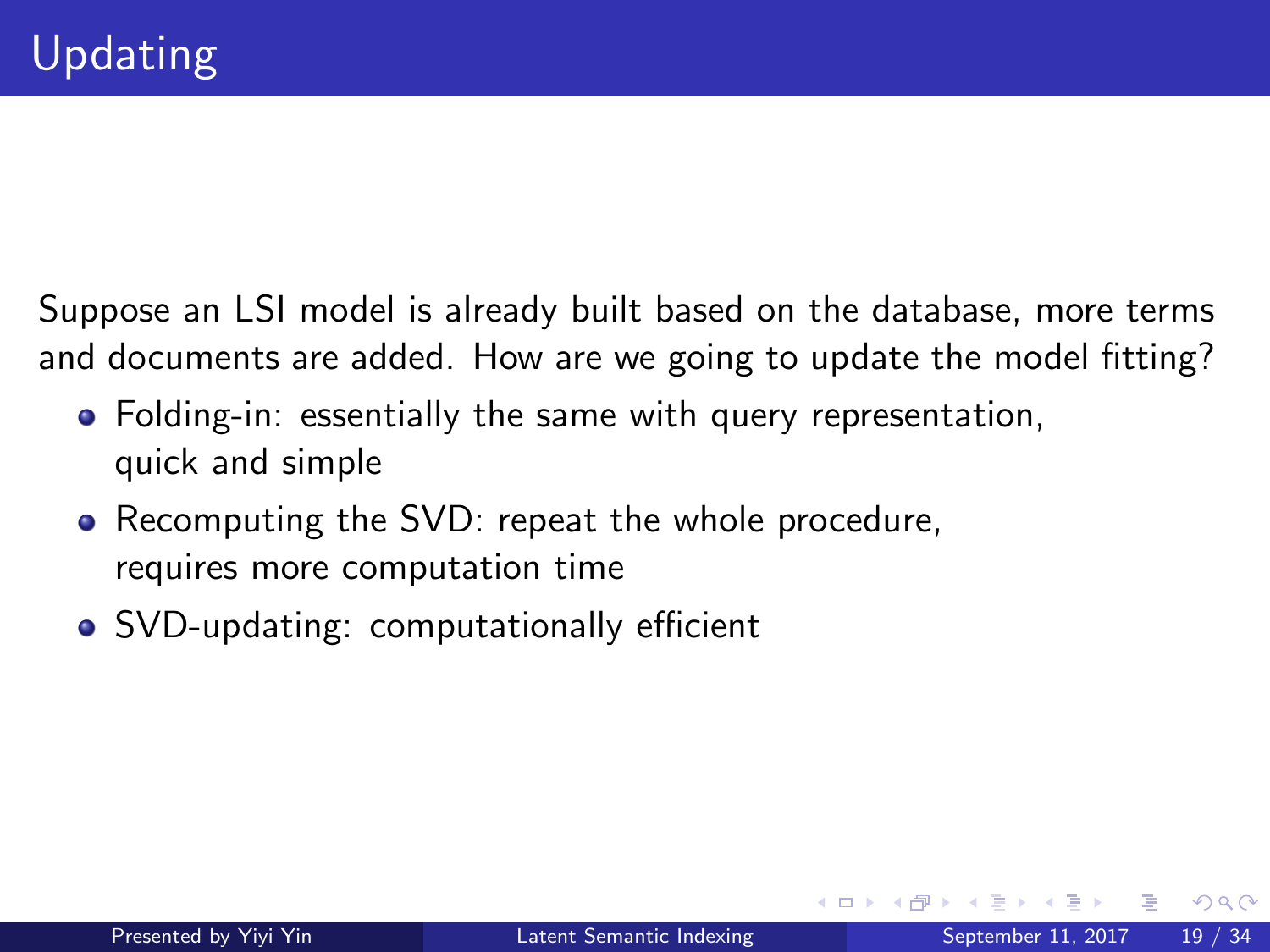# Updating

Suppose an LSI model is already built based on the database, more terms and documents are added. How are we going to update the model fitting?

- Folding-in: essentially the same with query representation, quick and simple
- Recomputing the SVD: repeat the whole procedure, requires more computation time
- SVD-updating: computationally efficient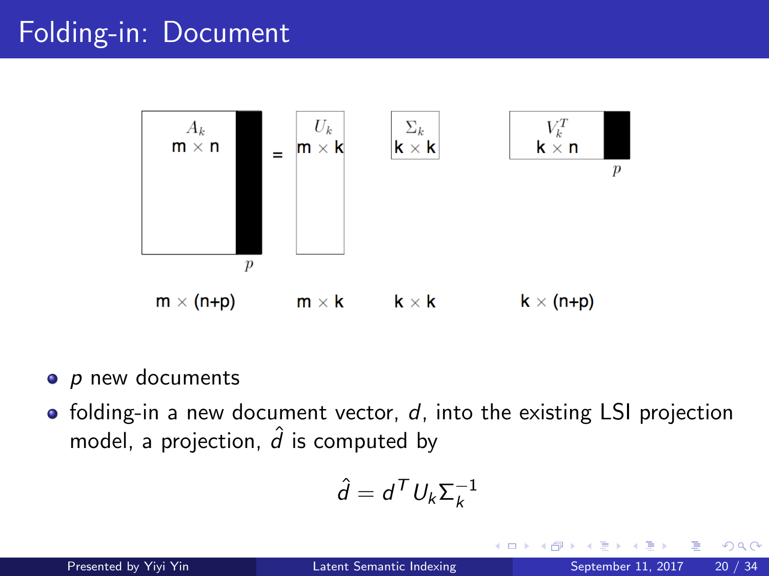# Folding-in: Document

$A_k$ m × n | p = $U_k$ m × k · $\Sigma_k$ k × k · $V_k^T$ k × n | p

m × (n+p) = m × k · k × k · k × (n+p)

- $p$ new documents
- folding-in a new document vector, $d$, into the existing LSI projection model, a projection, $\hat{d}$ is computed by

$$\hat{d} = d^T U_k \Sigma_k^{-1}$$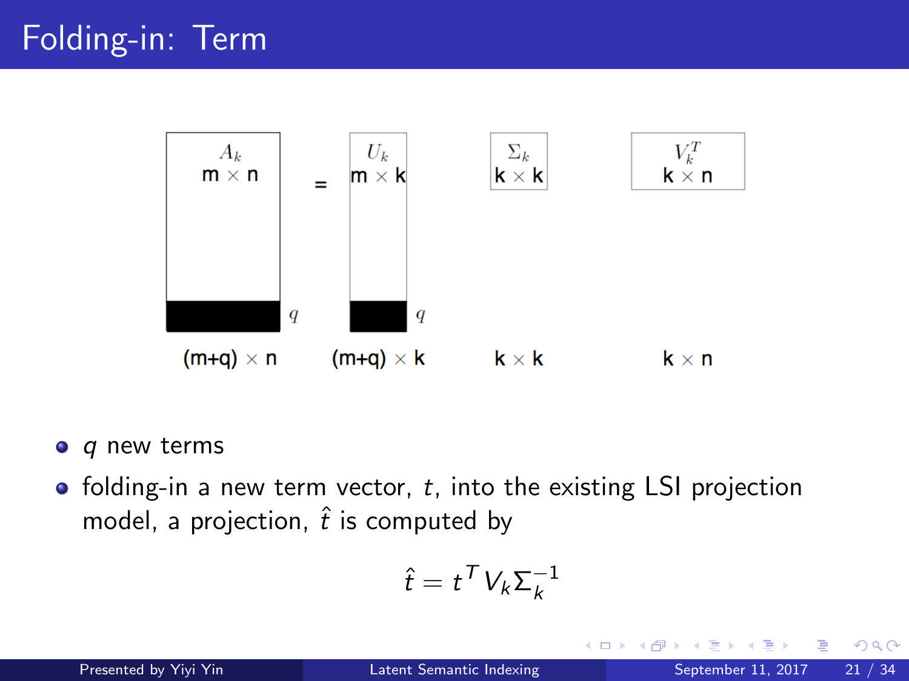# Folding-in: Term

| $A_k$ m × n | = | $U_k$ m × k | $\Sigma_k$ k × k | $V_k^T$ k × n |
|---|---|---|---|---|
| (m+q) × n | | (m+q) × k | k × k | k × n |

- $q$ new terms
- folding-in a new term vector, $t$, into the existing LSI projection model, a projection, $\hat{t}$ is computed by

$$\hat{t} = t^T V_k \Sigma_k^{-1}$$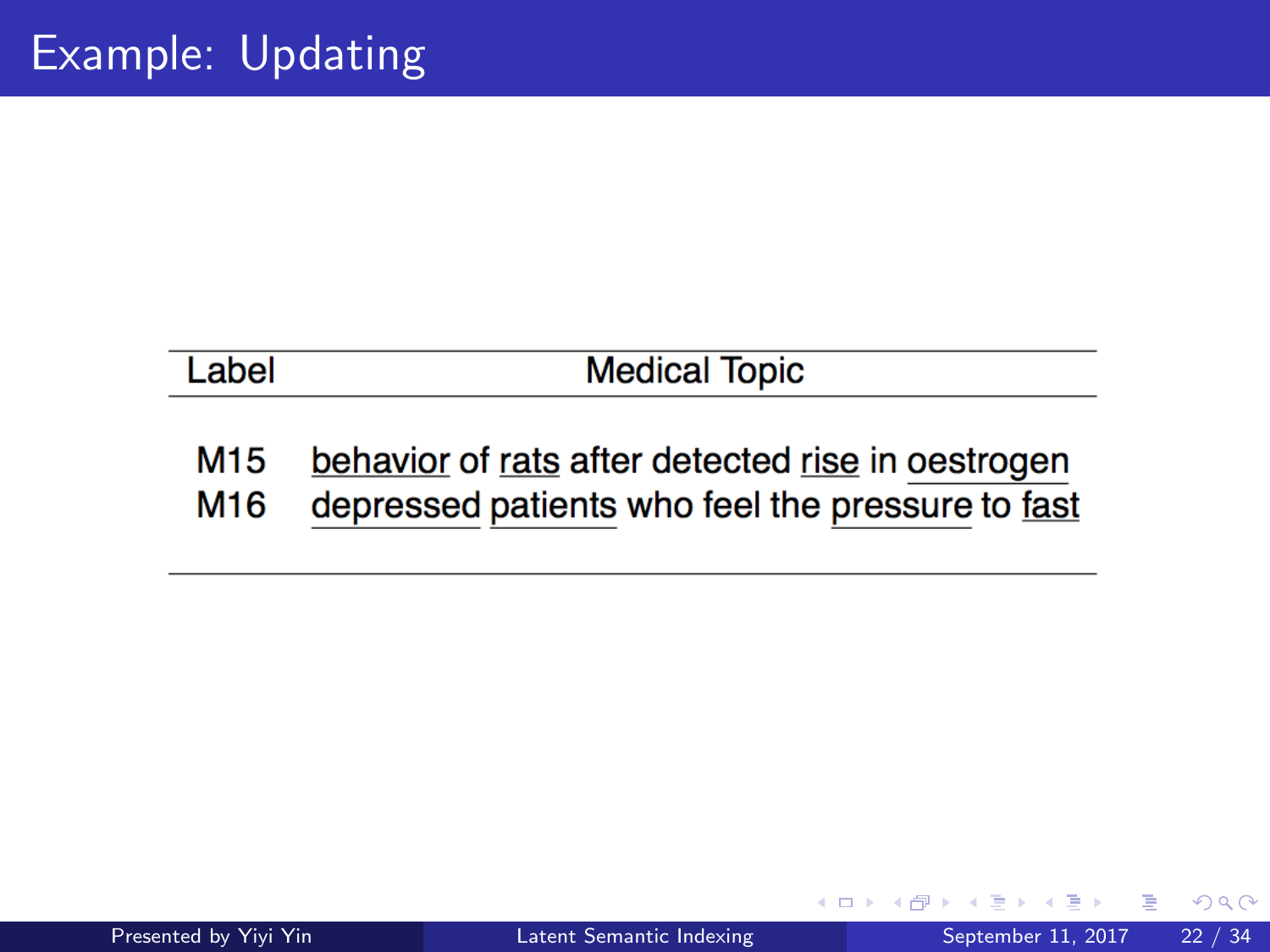# Example: Updating

| Label | Medical Topic |
| --- | --- |
| M15 | behavior of rats after detected rise in oestrogen |
| M16 | depressed patients who feel the pressure to fast |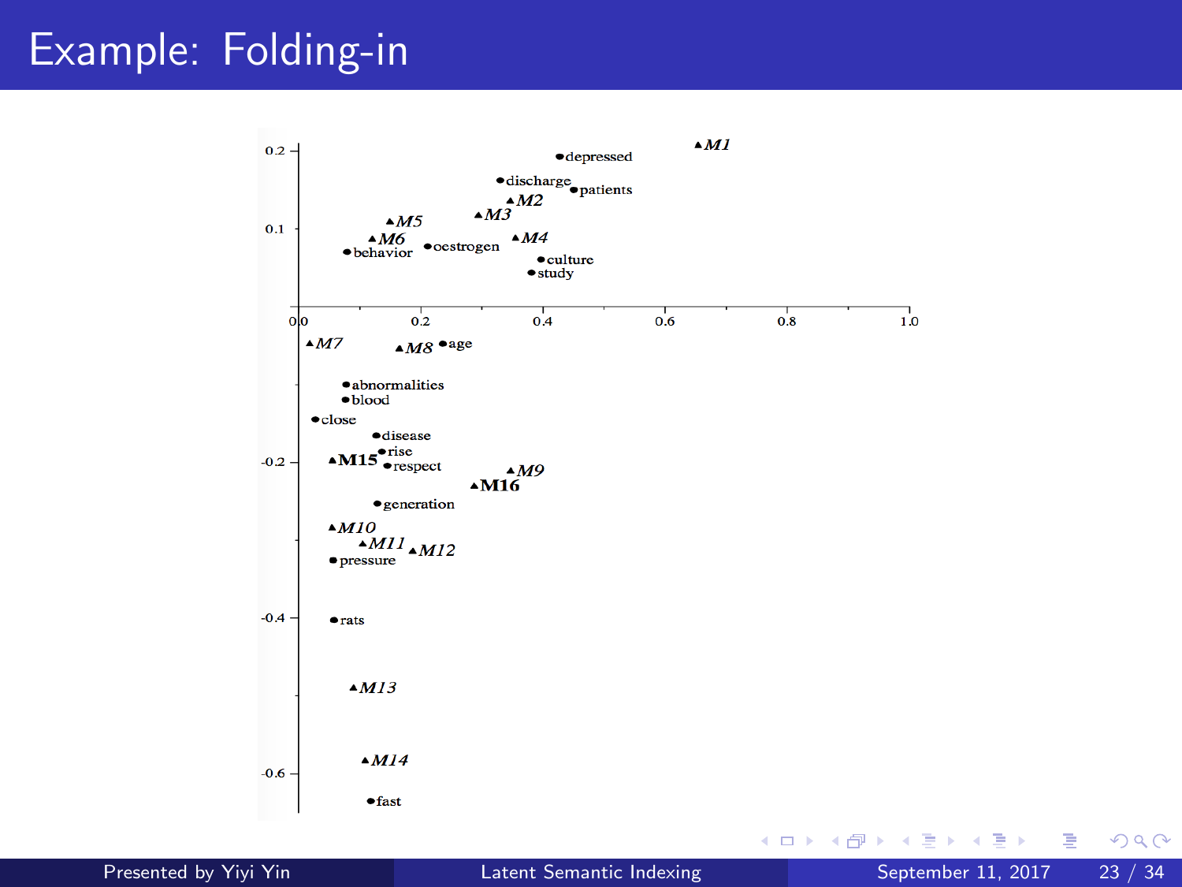# Example: Folding-in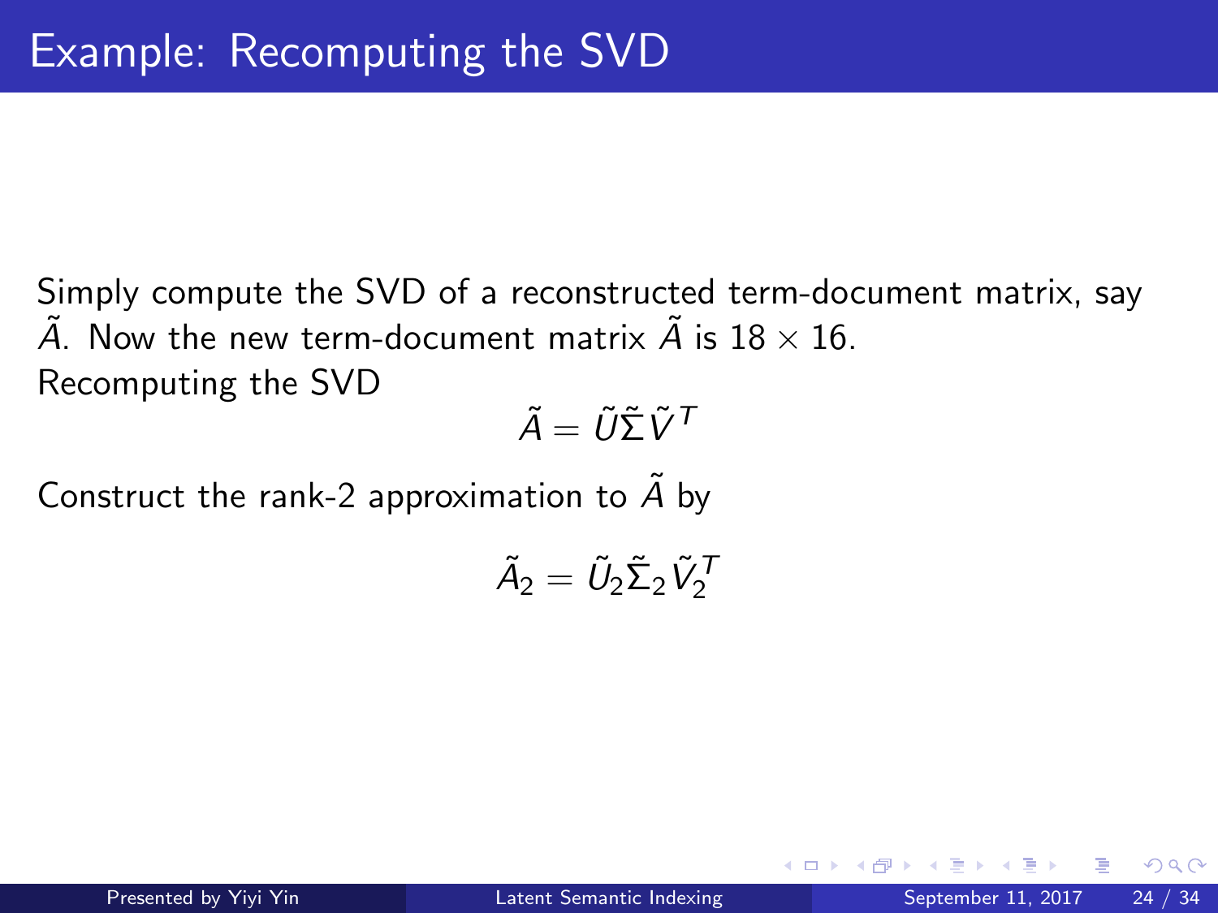# Example: Recomputing the SVD

Simply compute the SVD of a reconstructed term-document matrix, say $\tilde{A}$. Now the new term-document matrix $\tilde{A}$ is $18 \times 16$.
Recomputing the SVD

$$\tilde{A} = \tilde{U}\tilde{\Sigma}\tilde{V}^T$$

Construct the rank-2 approximation to $\tilde{A}$ by

$$\tilde{A}_2 = \tilde{U}_2\tilde{\Sigma}_2\tilde{V}_2^T$$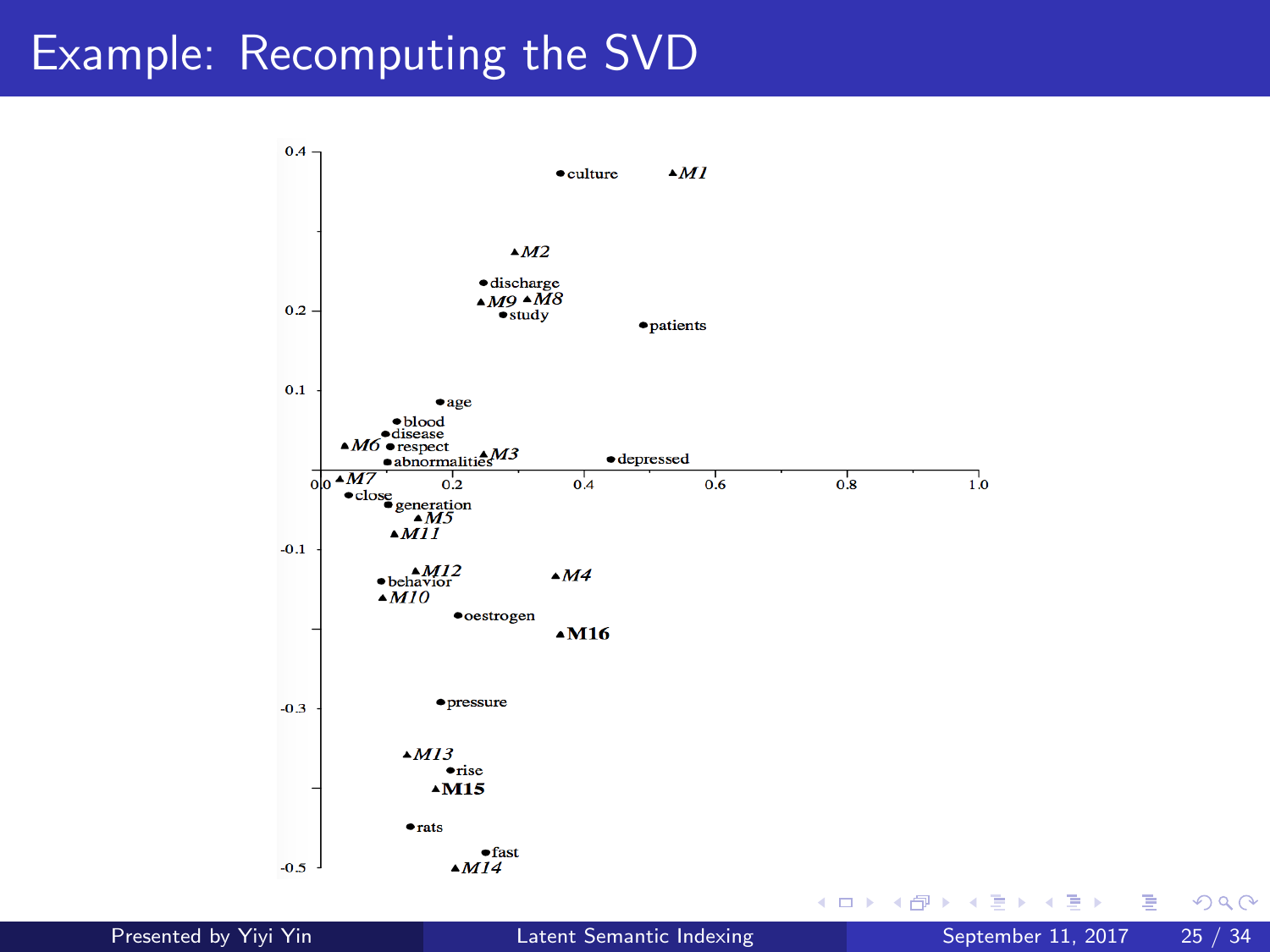# Example: Recomputing the SVD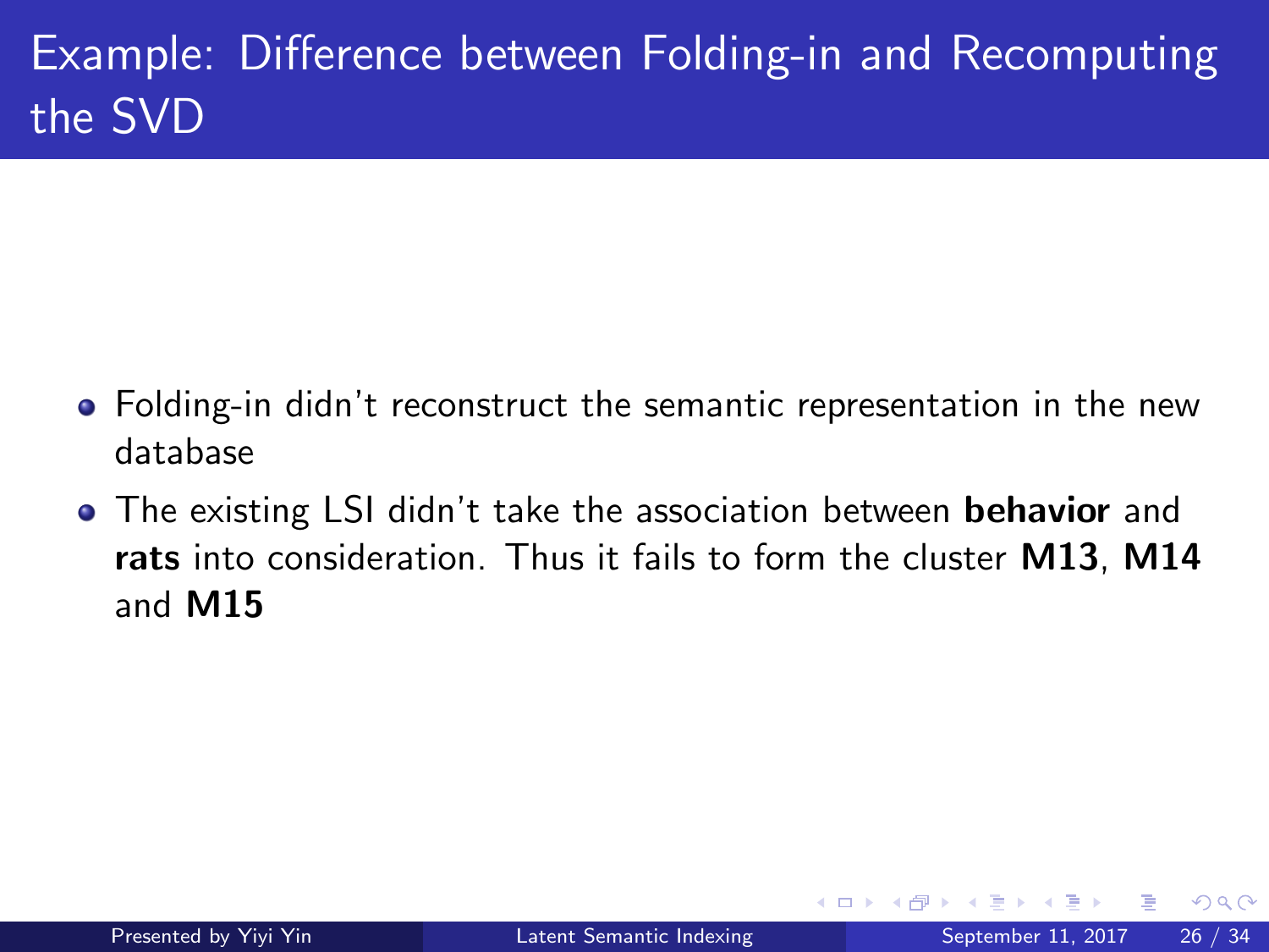# Example: Difference between Folding-in and Recomputing the SVD

- Folding-in didn't reconstruct the semantic representation in the new database
- The existing LSI didn't take the association between **behavior** and **rats** into consideration. Thus it fails to form the cluster **M13**, **M14** and **M15**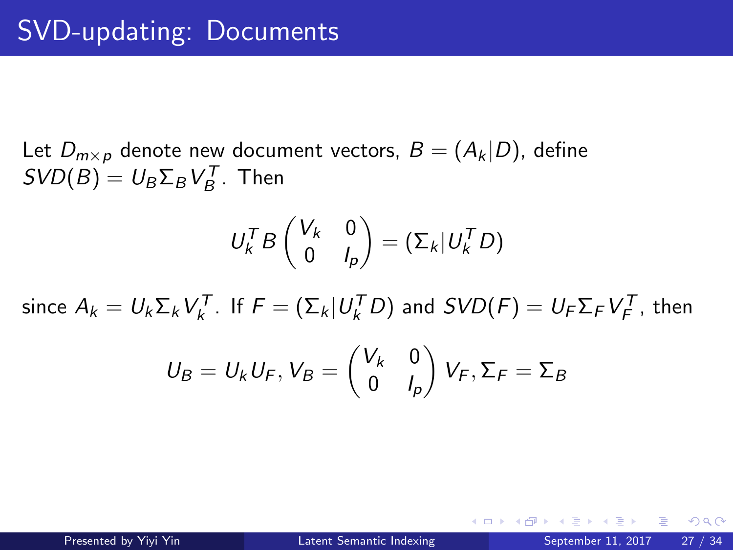# SVD-updating: Documents

Let $D_{m \times p}$ denote new document vectors, $B = (A_k | D)$, define $SVD(B) = U_B \Sigma_B V_B^T$. Then

$$U_k^T B \begin{pmatrix} V_k & 0 \\ 0 & I_p \end{pmatrix} = (\Sigma_k | U_k^T D)$$

since $A_k = U_k \Sigma_k V_k^T$. If $F = (\Sigma_k | U_k^T D)$ and $SVD(F) = U_F \Sigma_F V_F^T$, then

$$U_B = U_k U_F, V_B = \begin{pmatrix} V_k & 0 \\ 0 & I_p \end{pmatrix} V_F, \Sigma_F = \Sigma_B$$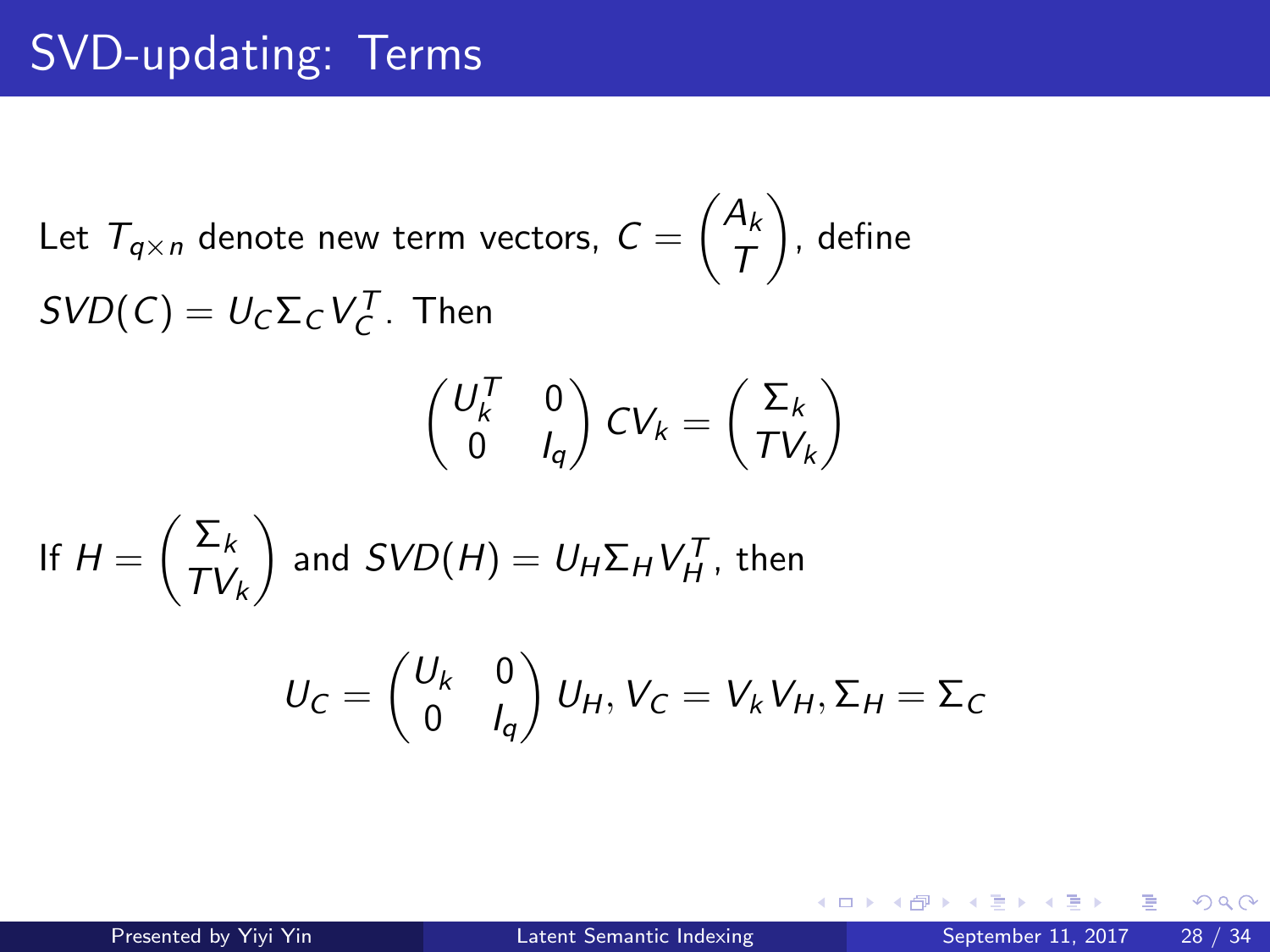# SVD-updating: Terms

Let $T_{q\times n}$ denote new term vectors, $C = \begin{pmatrix} A_k \\ T \end{pmatrix}$, define $SVD(C) = U_C \Sigma_C V_C^T$. Then

$$\begin{pmatrix} U_k^T & 0 \\ 0 & I_q \end{pmatrix} C V_k = \begin{pmatrix} \Sigma_k \\ T V_k \end{pmatrix}$$

If $H = \begin{pmatrix} \Sigma_k \\ T V_k \end{pmatrix}$ and $SVD(H) = U_H \Sigma_H V_H^T$, then

$$U_C = \begin{pmatrix} U_k & 0 \\ 0 & I_q \end{pmatrix} U_H, V_C = V_k V_H, \Sigma_H = \Sigma_C$$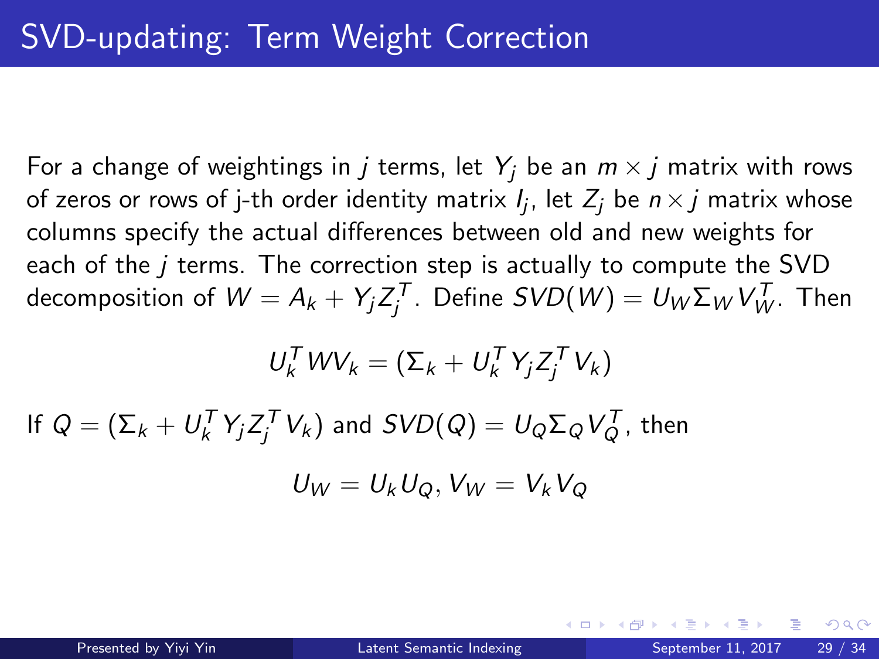# SVD-updating: Term Weight Correction

For a change of weightings in $j$ terms, let $Y_j$ be an $m \times j$ matrix with rows of zeros or rows of j-th order identity matrix $I_j$, let $Z_j$ be $n \times j$ matrix whose columns specify the actual differences between old and new weights for each of the $j$ terms. The correction step is actually to compute the SVD decomposition of $W = A_k + Y_j Z_j^T$. Define $SVD(W) = U_W \Sigma_W V_W^T$. Then

$$U_k^T W V_k = (\Sigma_k + U_k^T Y_j Z_j^T V_k)$$

If $Q = (\Sigma_k + U_k^T Y_j Z_j^T V_k)$ and $SVD(Q) = U_Q \Sigma_Q V_Q^T$, then

$$U_W = U_k U_Q, V_W = V_k V_Q$$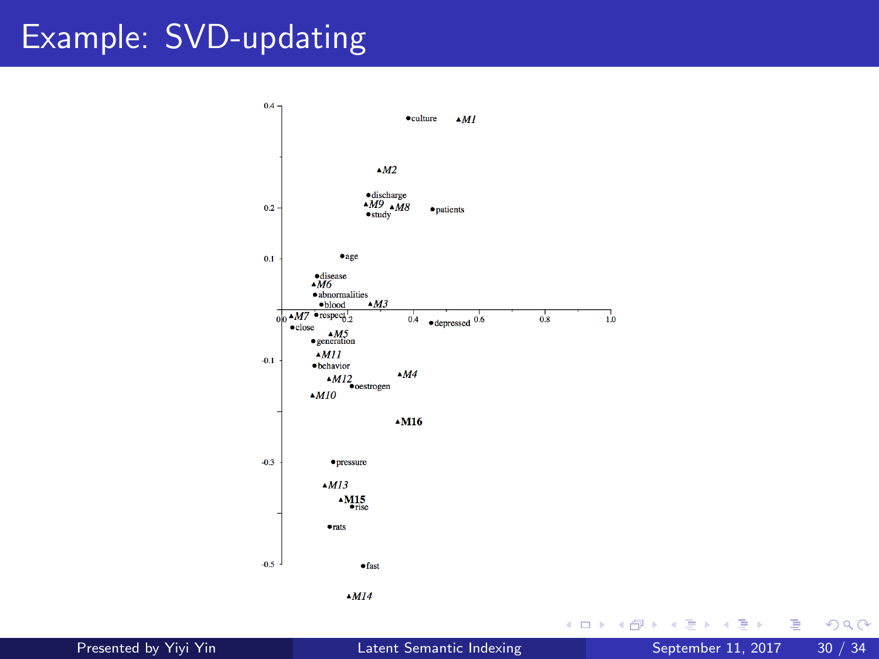# Example: SVD-updating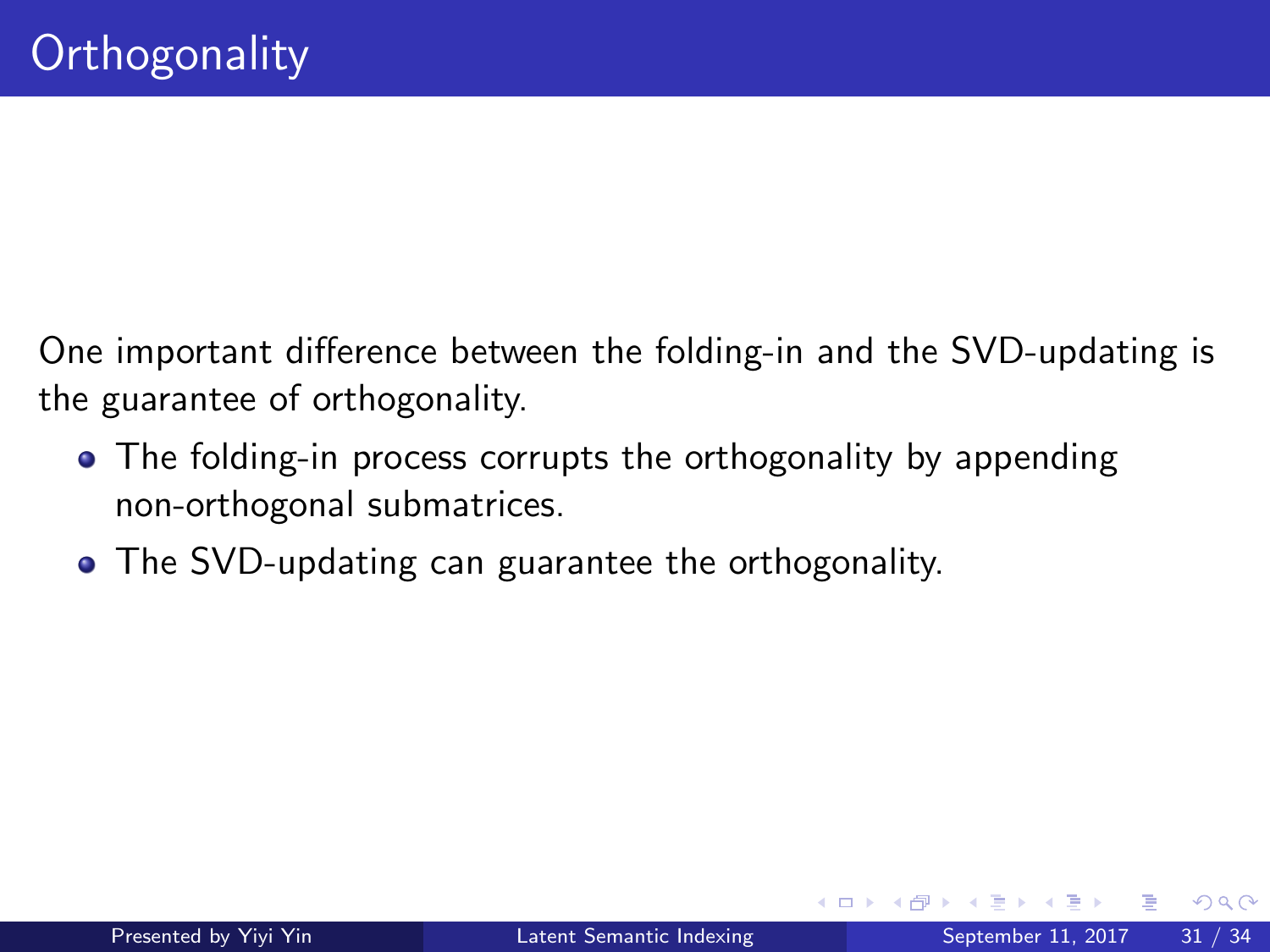# Orthogonality

One important difference between the folding-in and the SVD-updating is the guarantee of orthogonality.

- The folding-in process corrupts the orthogonality by appending non-orthogonal submatrices.
- The SVD-updating can guarantee the orthogonality.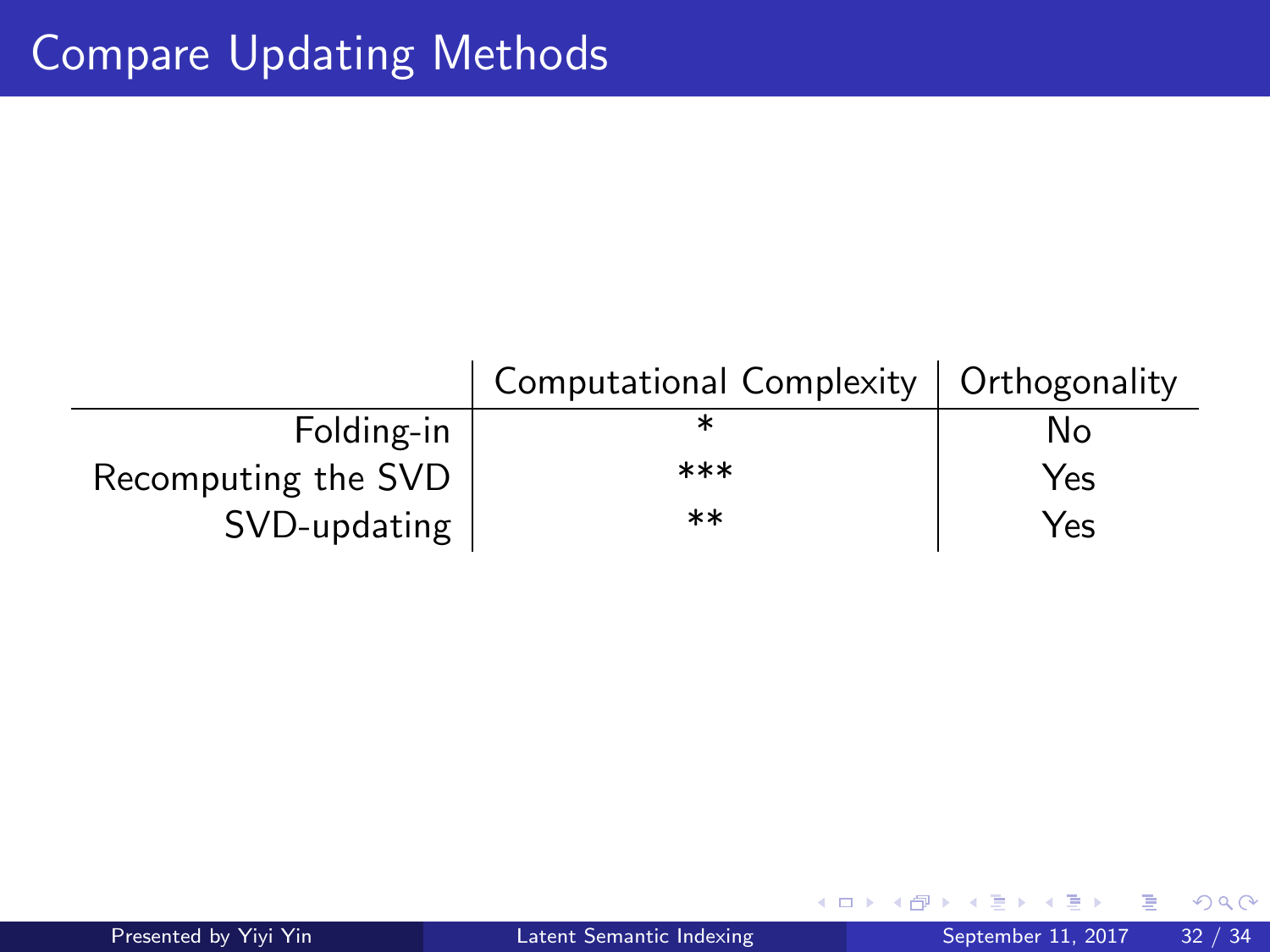# Compare Updating Methods

| | Computational Complexity | Orthogonality |
|---|---|---|
| Folding-in | * | No |
| Recomputing the SVD | *** | Yes |
| SVD-updating | ** | Yes |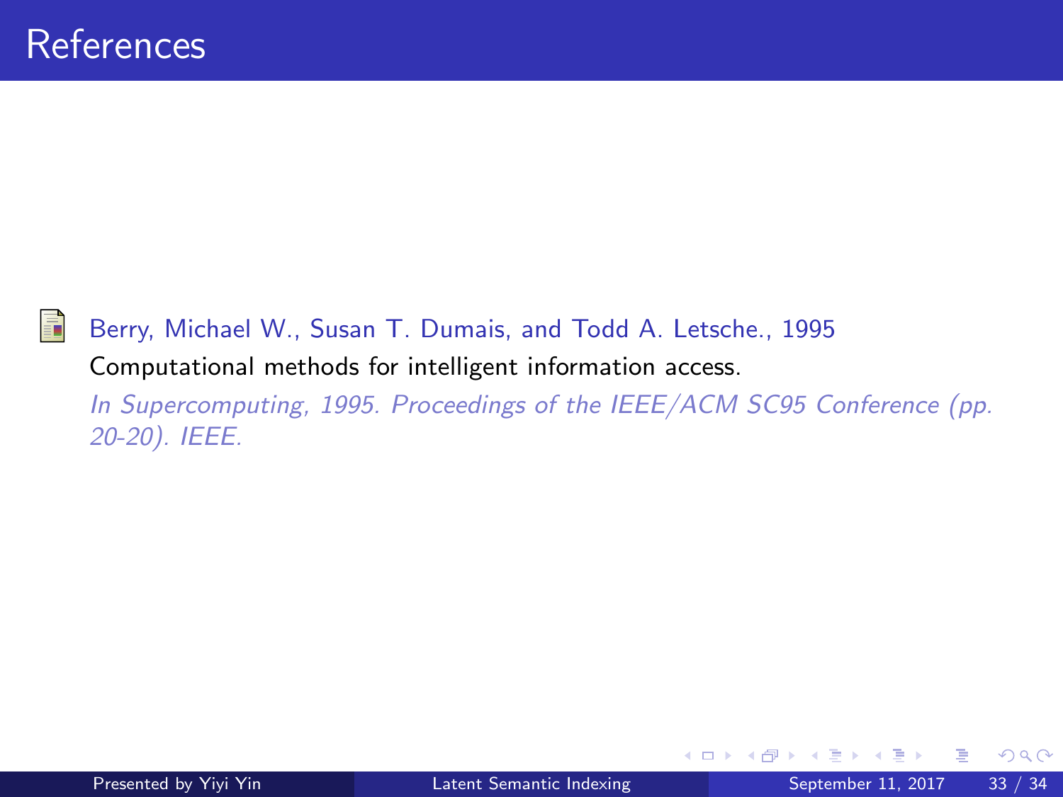# References

Berry, Michael W., Susan T. Dumais, and Todd A. Letsche., 1995
Computational methods for intelligent information access.
*In Supercomputing, 1995. Proceedings of the IEEE/ACM SC95 Conference (pp. 20-20). IEEE.*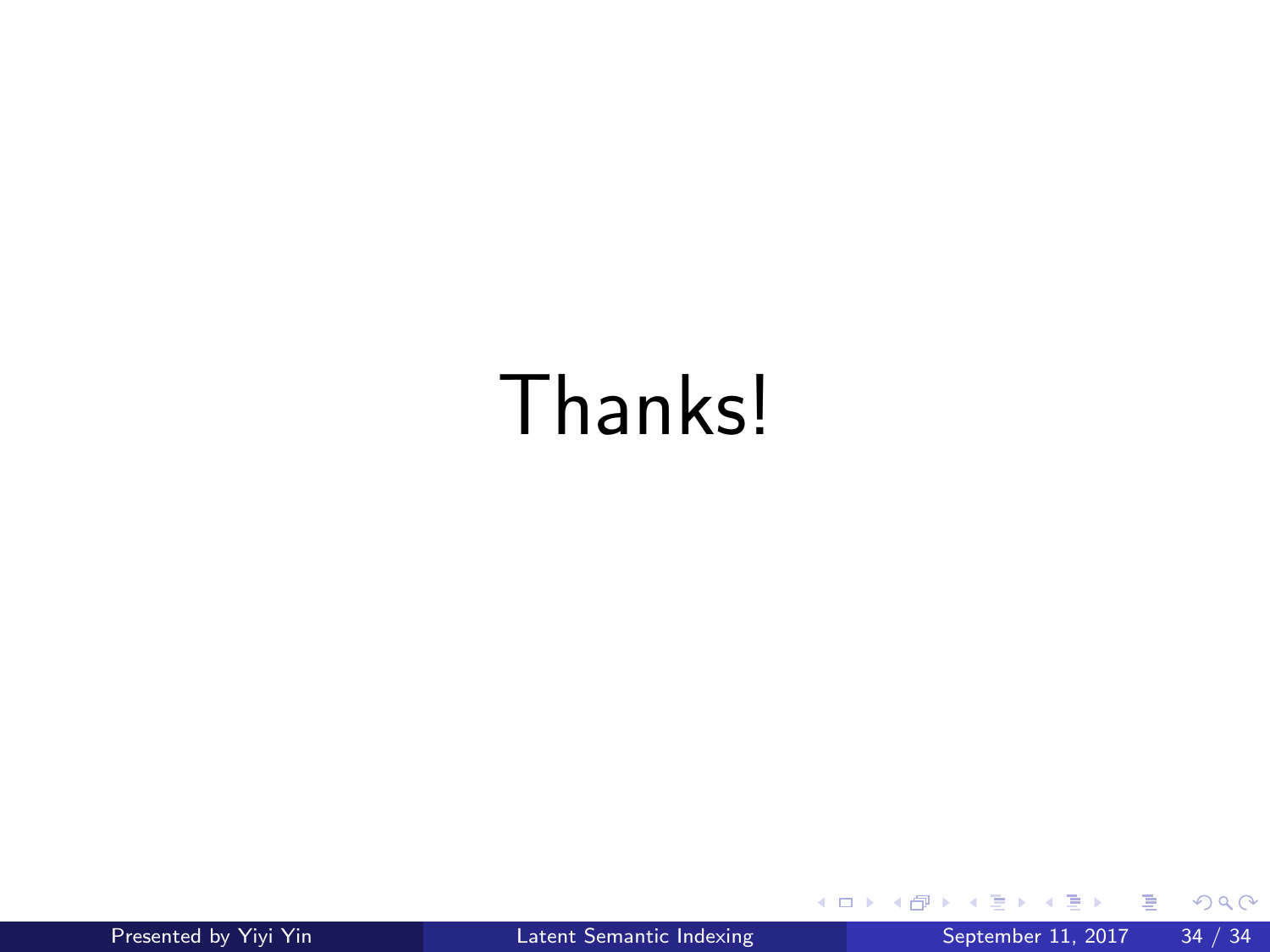# Thanks!